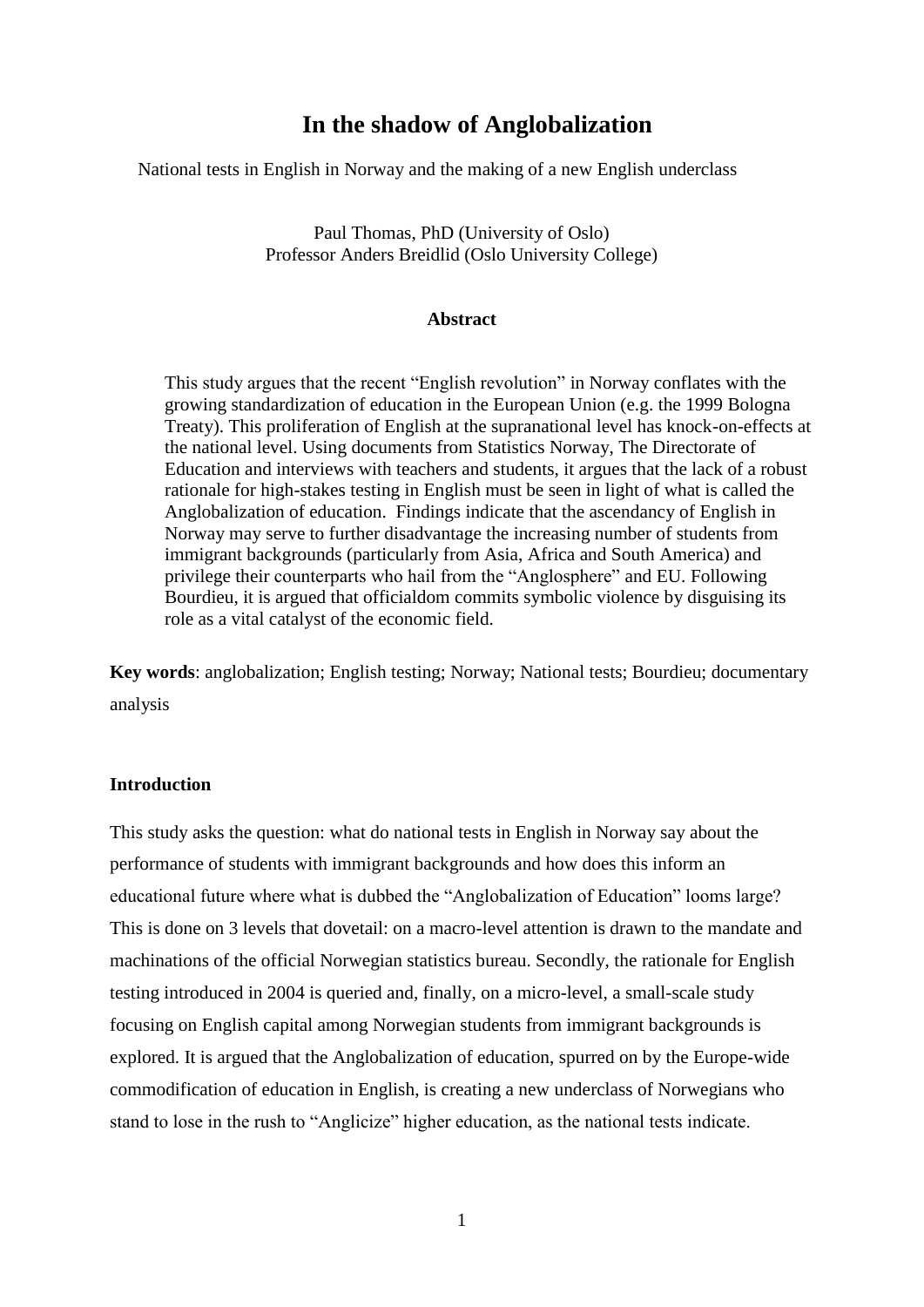# In the shadow of Anglobalization

National tests in English in Norway and the making of a new English underclass

Paul Thomas, PhD (University of Oslo)
Professor Anders Breidlid (Oslo University College)

**Abstract**

This study argues that the recent "English revolution" in Norway conflates with the growing standardization of education in the European Union (e.g. the 1999 Bologna Treaty). This proliferation of English at the supranational level has knock-on-effects at the national level. Using documents from Statistics Norway, The Directorate of Education and interviews with teachers and students, it argues that the lack of a robust rationale for high-stakes testing in English must be seen in light of what is called the Anglobalization of education. Findings indicate that the ascendancy of English in Norway may serve to further disadvantage the increasing number of students from immigrant backgrounds (particularly from Asia, Africa and South America) and privilege their counterparts who hail from the "Anglosphere" and EU. Following Bourdieu, it is argued that officialdom commits symbolic violence by disguising its role as a vital catalyst of the economic field.

**Key words**: anglobalization; English testing; Norway; National tests; Bourdieu; documentary analysis

**Introduction**

This study asks the question: what do national tests in English in Norway say about the performance of students with immigrant backgrounds and how does this inform an educational future where what is dubbed the "Anglobalization of Education" looms large? This is done on 3 levels that dovetail: on a macro-level attention is drawn to the mandate and machinations of the official Norwegian statistics bureau. Secondly, the rationale for English testing introduced in 2004 is queried and, finally, on a micro-level, a small-scale study focusing on English capital among Norwegian students from immigrant backgrounds is explored. It is argued that the Anglobalization of education, spurred on by the Europe-wide commodification of education in English, is creating a new underclass of Norwegians who stand to lose in the rush to "Anglicize" higher education, as the national tests indicate.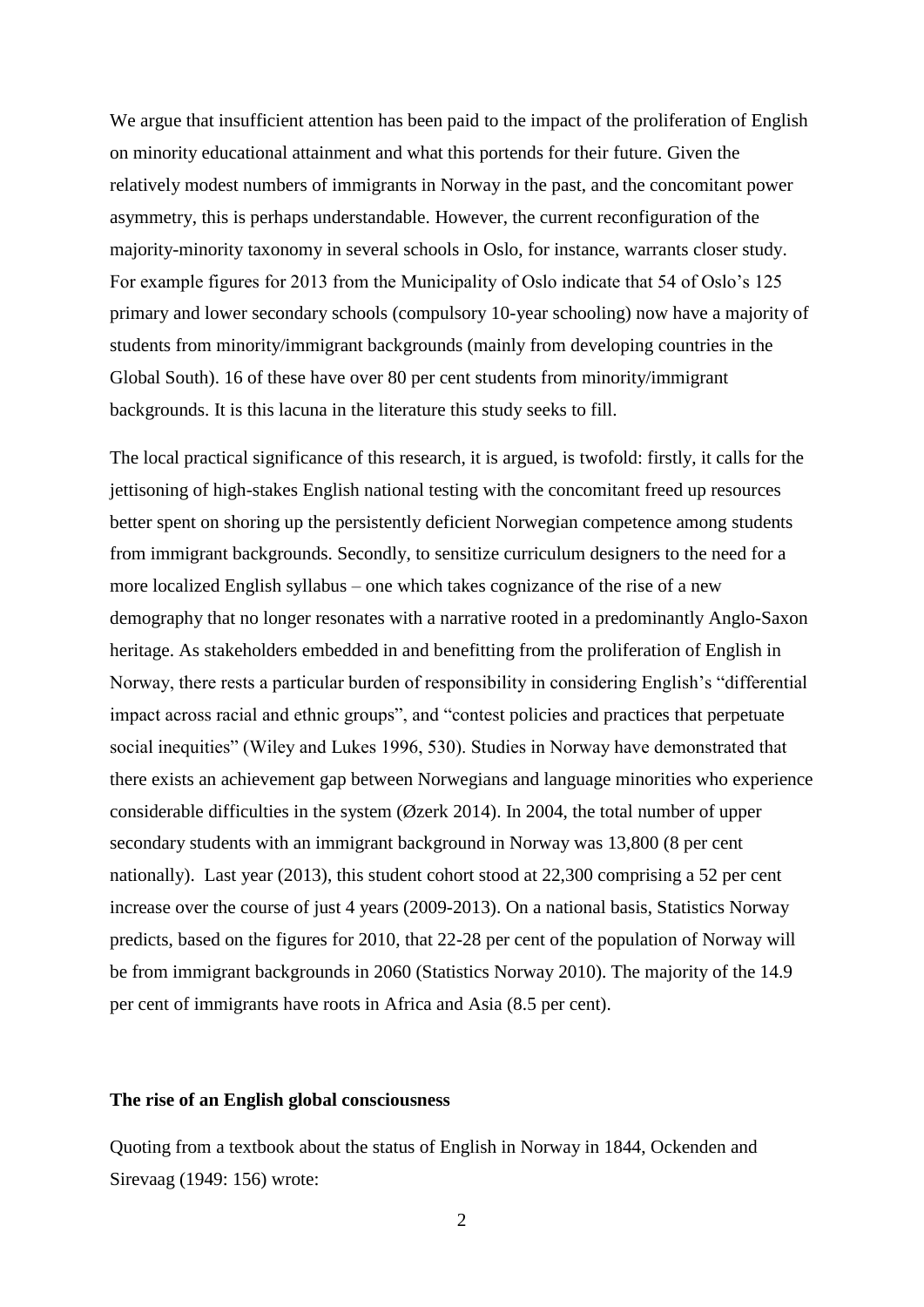We argue that insufficient attention has been paid to the impact of the proliferation of English on minority educational attainment and what this portends for their future. Given the relatively modest numbers of immigrants in Norway in the past, and the concomitant power asymmetry, this is perhaps understandable. However, the current reconfiguration of the majority-minority taxonomy in several schools in Oslo, for instance, warrants closer study. For example figures for 2013 from the Municipality of Oslo indicate that 54 of Oslo's 125 primary and lower secondary schools (compulsory 10-year schooling) now have a majority of students from minority/immigrant backgrounds (mainly from developing countries in the Global South). 16 of these have over 80 per cent students from minority/immigrant backgrounds. It is this lacuna in the literature this study seeks to fill.

The local practical significance of this research, it is argued, is twofold: firstly, it calls for the jettisoning of high-stakes English national testing with the concomitant freed up resources better spent on shoring up the persistently deficient Norwegian competence among students from immigrant backgrounds. Secondly, to sensitize curriculum designers to the need for a more localized English syllabus – one which takes cognizance of the rise of a new demography that no longer resonates with a narrative rooted in a predominantly Anglo-Saxon heritage. As stakeholders embedded in and benefitting from the proliferation of English in Norway, there rests a particular burden of responsibility in considering English's "differential impact across racial and ethnic groups", and "contest policies and practices that perpetuate social inequities" (Wiley and Lukes 1996, 530). Studies in Norway have demonstrated that there exists an achievement gap between Norwegians and language minorities who experience considerable difficulties in the system (Øzerk 2014). In 2004, the total number of upper secondary students with an immigrant background in Norway was 13,800 (8 per cent nationally). Last year (2013), this student cohort stood at 22,300 comprising a 52 per cent increase over the course of just 4 years (2009-2013). On a national basis, Statistics Norway predicts, based on the figures for 2010, that 22-28 per cent of the population of Norway will be from immigrant backgrounds in 2060 (Statistics Norway 2010). The majority of the 14.9 per cent of immigrants have roots in Africa and Asia (8.5 per cent).

## The rise of an English global consciousness

Quoting from a textbook about the status of English in Norway in 1844, Ockenden and Sirevaag (1949: 156) wrote: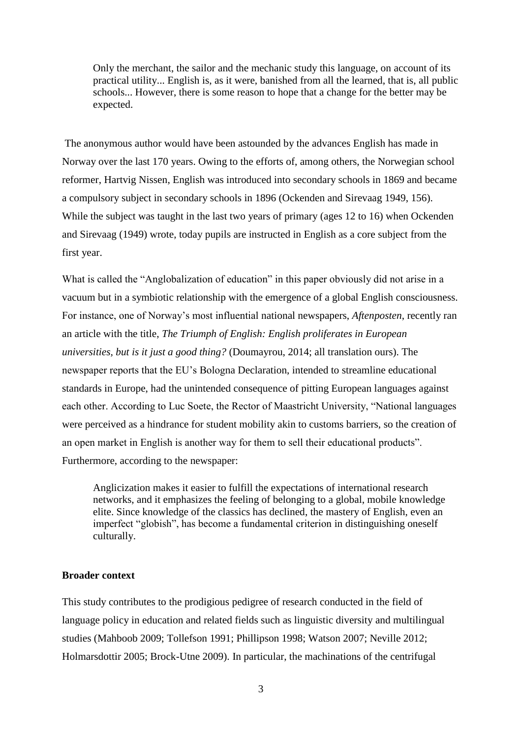> Only the merchant, the sailor and the mechanic study this language, on account of its practical utility... English is, as it were, banished from all the learned, that is, all public schools... However, there is some reason to hope that a change for the better may be expected.

The anonymous author would have been astounded by the advances English has made in Norway over the last 170 years. Owing to the efforts of, among others, the Norwegian school reformer, Hartvig Nissen, English was introduced into secondary schools in 1869 and became a compulsory subject in secondary schools in 1896 (Ockenden and Sirevaag 1949, 156). While the subject was taught in the last two years of primary (ages 12 to 16) when Ockenden and Sirevaag (1949) wrote, today pupils are instructed in English as a core subject from the first year.

What is called the "Anglobalization of education" in this paper obviously did not arise in a vacuum but in a symbiotic relationship with the emergence of a global English consciousness. For instance, one of Norway's most influential national newspapers, *Aftenposten*, recently ran an article with the title, *The Triumph of English: English proliferates in European universities, but is it just a good thing?* (Doumayrou, 2014; all translation ours). The newspaper reports that the EU's Bologna Declaration, intended to streamline educational standards in Europe, had the unintended consequence of pitting European languages against each other. According to Luc Soete, the Rector of Maastricht University, "National languages were perceived as a hindrance for student mobility akin to customs barriers, so the creation of an open market in English is another way for them to sell their educational products". Furthermore, according to the newspaper:

> Anglicization makes it easier to fulfill the expectations of international research networks, and it emphasizes the feeling of belonging to a global, mobile knowledge elite. Since knowledge of the classics has declined, the mastery of English, even an imperfect "globish", has become a fundamental criterion in distinguishing oneself culturally.

**Broader context**

This study contributes to the prodigious pedigree of research conducted in the field of language policy in education and related fields such as linguistic diversity and multilingual studies (Mahboob 2009; Tollefson 1991; Phillipson 1998; Watson 2007; Neville 2012; Holmarsdottir 2005; Brock-Utne 2009). In particular, the machinations of the centrifugal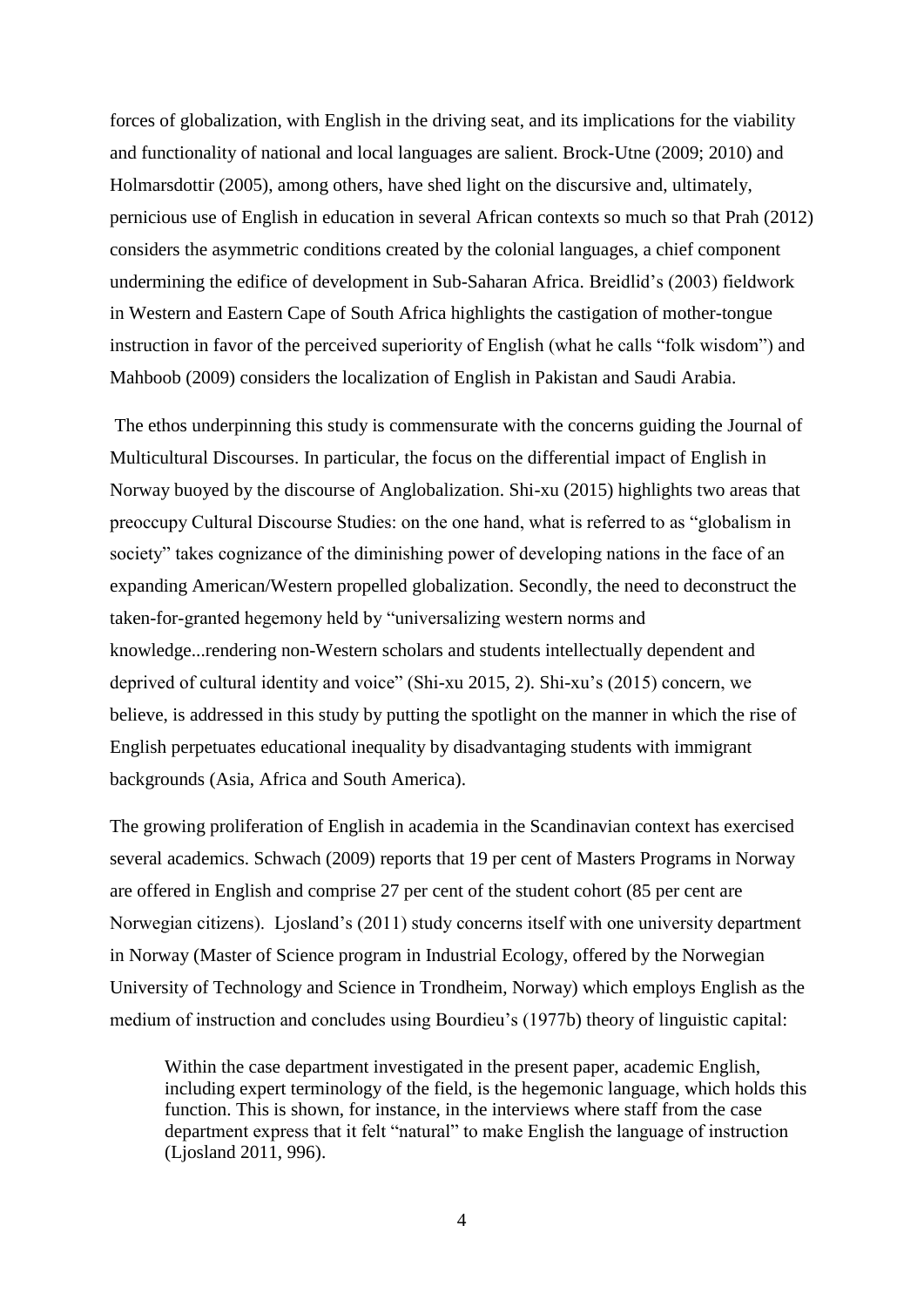forces of globalization, with English in the driving seat, and its implications for the viability and functionality of national and local languages are salient. Brock-Utne (2009; 2010) and Holmarsdottir (2005), among others, have shed light on the discursive and, ultimately, pernicious use of English in education in several African contexts so much so that Prah (2012) considers the asymmetric conditions created by the colonial languages, a chief component undermining the edifice of development in Sub-Saharan Africa. Breidlid's (2003) fieldwork in Western and Eastern Cape of South Africa highlights the castigation of mother-tongue instruction in favor of the perceived superiority of English (what he calls "folk wisdom") and Mahboob (2009) considers the localization of English in Pakistan and Saudi Arabia.

The ethos underpinning this study is commensurate with the concerns guiding the Journal of Multicultural Discourses. In particular, the focus on the differential impact of English in Norway buoyed by the discourse of Anglobalization. Shi-xu (2015) highlights two areas that preoccupy Cultural Discourse Studies: on the one hand, what is referred to as "globalism in society" takes cognizance of the diminishing power of developing nations in the face of an expanding American/Western propelled globalization. Secondly, the need to deconstruct the taken-for-granted hegemony held by "universalizing western norms and knowledge...rendering non-Western scholars and students intellectually dependent and deprived of cultural identity and voice" (Shi-xu 2015, 2). Shi-xu's (2015) concern, we believe, is addressed in this study by putting the spotlight on the manner in which the rise of English perpetuates educational inequality by disadvantaging students with immigrant backgrounds (Asia, Africa and South America).

The growing proliferation of English in academia in the Scandinavian context has exercised several academics. Schwach (2009) reports that 19 per cent of Masters Programs in Norway are offered in English and comprise 27 per cent of the student cohort (85 per cent are Norwegian citizens). Ljosland's (2011) study concerns itself with one university department in Norway (Master of Science program in Industrial Ecology, offered by the Norwegian University of Technology and Science in Trondheim, Norway) which employs English as the medium of instruction and concludes using Bourdieu's (1977b) theory of linguistic capital:

> Within the case department investigated in the present paper, academic English, including expert terminology of the field, is the hegemonic language, which holds this function. This is shown, for instance, in the interviews where staff from the case department express that it felt "natural" to make English the language of instruction (Ljosland 2011, 996).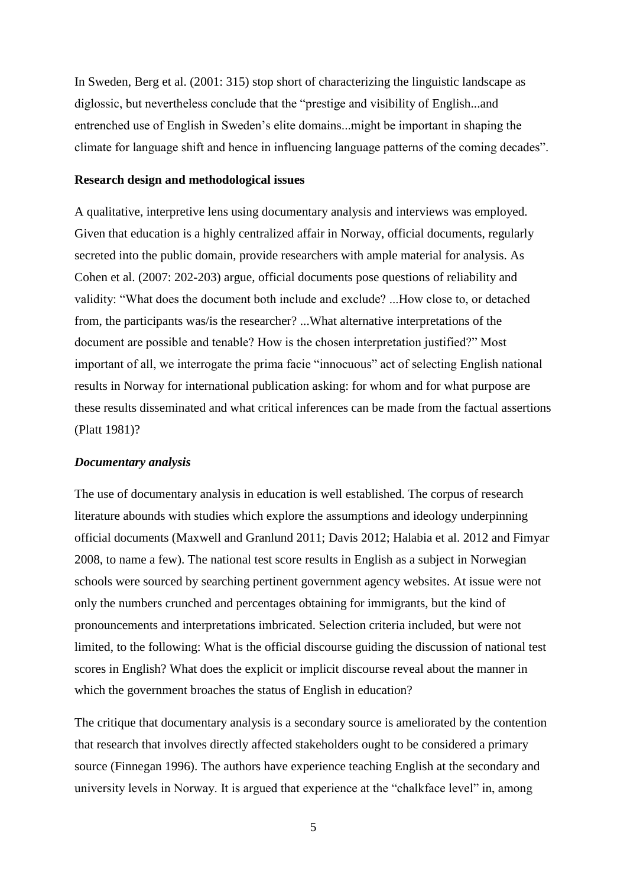In Sweden, Berg et al. (2001: 315) stop short of characterizing the linguistic landscape as diglossic, but nevertheless conclude that the "prestige and visibility of English...and entrenched use of English in Sweden's elite domains...might be important in shaping the climate for language shift and hence in influencing language patterns of the coming decades".

**Research design and methodological issues**

A qualitative, interpretive lens using documentary analysis and interviews was employed. Given that education is a highly centralized affair in Norway, official documents, regularly secreted into the public domain, provide researchers with ample material for analysis. As Cohen et al. (2007: 202-203) argue, official documents pose questions of reliability and validity: "What does the document both include and exclude? ...How close to, or detached from, the participants was/is the researcher? ...What alternative interpretations of the document are possible and tenable? How is the chosen interpretation justified?" Most important of all, we interrogate the prima facie "innocuous" act of selecting English national results in Norway for international publication asking: for whom and for what purpose are these results disseminated and what critical inferences can be made from the factual assertions (Platt 1981)?

***Documentary analysis***

The use of documentary analysis in education is well established. The corpus of research literature abounds with studies which explore the assumptions and ideology underpinning official documents (Maxwell and Granlund 2011; Davis 2012; Halabia et al. 2012 and Fimyar 2008, to name a few). The national test score results in English as a subject in Norwegian schools were sourced by searching pertinent government agency websites. At issue were not only the numbers crunched and percentages obtaining for immigrants, but the kind of pronouncements and interpretations imbricated. Selection criteria included, but were not limited, to the following: What is the official discourse guiding the discussion of national test scores in English? What does the explicit or implicit discourse reveal about the manner in which the government broaches the status of English in education?

The critique that documentary analysis is a secondary source is ameliorated by the contention that research that involves directly affected stakeholders ought to be considered a primary source (Finnegan 1996). The authors have experience teaching English at the secondary and university levels in Norway. It is argued that experience at the "chalkface level" in, among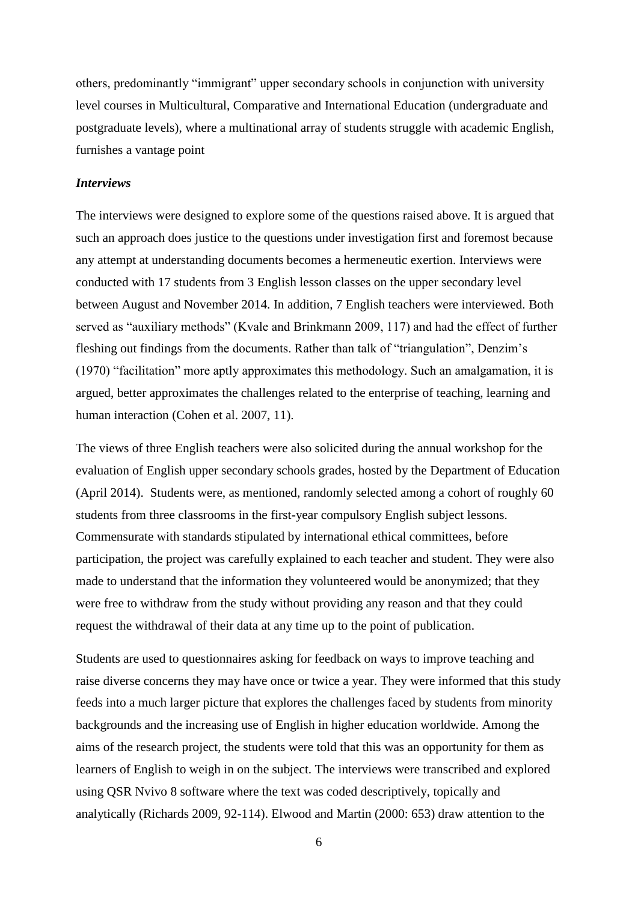others, predominantly "immigrant" upper secondary schools in conjunction with university level courses in Multicultural, Comparative and International Education (undergraduate and postgraduate levels), where a multinational array of students struggle with academic English, furnishes a vantage point

### *Interviews*

The interviews were designed to explore some of the questions raised above. It is argued that such an approach does justice to the questions under investigation first and foremost because any attempt at understanding documents becomes a hermeneutic exertion. Interviews were conducted with 17 students from 3 English lesson classes on the upper secondary level between August and November 2014. In addition, 7 English teachers were interviewed. Both served as "auxiliary methods" (Kvale and Brinkmann 2009, 117) and had the effect of further fleshing out findings from the documents. Rather than talk of "triangulation", Denzim's (1970) "facilitation" more aptly approximates this methodology. Such an amalgamation, it is argued, better approximates the challenges related to the enterprise of teaching, learning and human interaction (Cohen et al. 2007, 11).

The views of three English teachers were also solicited during the annual workshop for the evaluation of English upper secondary schools grades, hosted by the Department of Education (April 2014). Students were, as mentioned, randomly selected among a cohort of roughly 60 students from three classrooms in the first-year compulsory English subject lessons. Commensurate with standards stipulated by international ethical committees, before participation, the project was carefully explained to each teacher and student. They were also made to understand that the information they volunteered would be anonymized; that they were free to withdraw from the study without providing any reason and that they could request the withdrawal of their data at any time up to the point of publication.

Students are used to questionnaires asking for feedback on ways to improve teaching and raise diverse concerns they may have once or twice a year. They were informed that this study feeds into a much larger picture that explores the challenges faced by students from minority backgrounds and the increasing use of English in higher education worldwide. Among the aims of the research project, the students were told that this was an opportunity for them as learners of English to weigh in on the subject. The interviews were transcribed and explored using QSR Nvivo 8 software where the text was coded descriptively, topically and analytically (Richards 2009, 92-114). Elwood and Martin (2000: 653) draw attention to the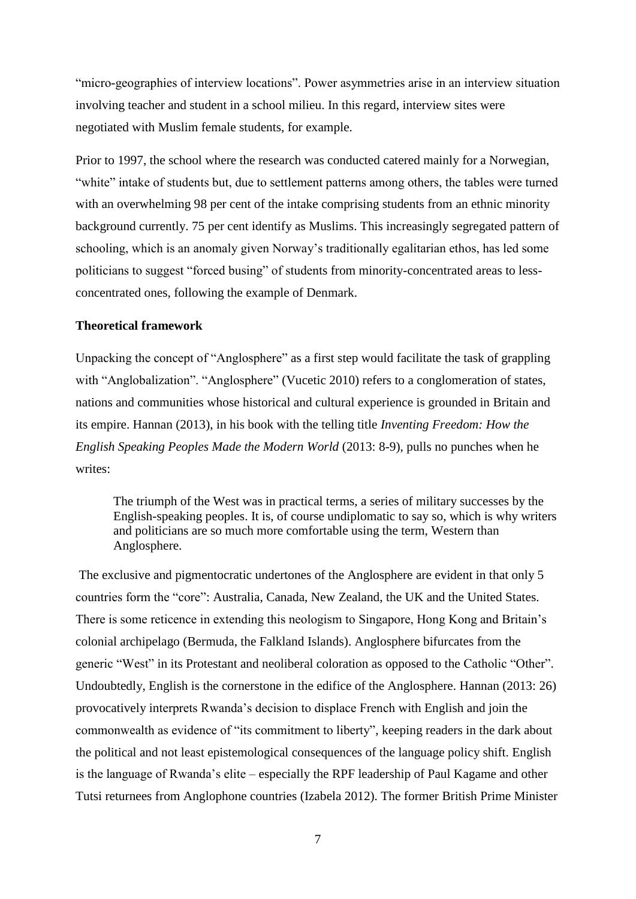"micro-geographies of interview locations". Power asymmetries arise in an interview situation involving teacher and student in a school milieu. In this regard, interview sites were negotiated with Muslim female students, for example.

Prior to 1997, the school where the research was conducted catered mainly for a Norwegian, "white" intake of students but, due to settlement patterns among others, the tables were turned with an overwhelming 98 per cent of the intake comprising students from an ethnic minority background currently. 75 per cent identify as Muslims. This increasingly segregated pattern of schooling, which is an anomaly given Norway's traditionally egalitarian ethos, has led some politicians to suggest "forced busing" of students from minority-concentrated areas to less-concentrated ones, following the example of Denmark.

**Theoretical framework**

Unpacking the concept of "Anglosphere" as a first step would facilitate the task of grappling with "Anglobalization". "Anglosphere" (Vucetic 2010) refers to a conglomeration of states, nations and communities whose historical and cultural experience is grounded in Britain and its empire. Hannan (2013), in his book with the telling title *Inventing Freedom: How the English Speaking Peoples Made the Modern World* (2013: 8-9), pulls no punches when he writes:

> The triumph of the West was in practical terms, a series of military successes by the English-speaking peoples. It is, of course undiplomatic to say so, which is why writers and politicians are so much more comfortable using the term, Western than Anglosphere.

The exclusive and pigmentocratic undertones of the Anglosphere are evident in that only 5 countries form the "core": Australia, Canada, New Zealand, the UK and the United States. There is some reticence in extending this neologism to Singapore, Hong Kong and Britain's colonial archipelago (Bermuda, the Falkland Islands). Anglosphere bifurcates from the generic "West" in its Protestant and neoliberal coloration as opposed to the Catholic "Other". Undoubtedly, English is the cornerstone in the edifice of the Anglosphere. Hannan (2013: 26) provocatively interprets Rwanda's decision to displace French with English and join the commonwealth as evidence of "its commitment to liberty", keeping readers in the dark about the political and not least epistemological consequences of the language policy shift. English is the language of Rwanda's elite – especially the RPF leadership of Paul Kagame and other Tutsi returnees from Anglophone countries (Izabela 2012). The former British Prime Minister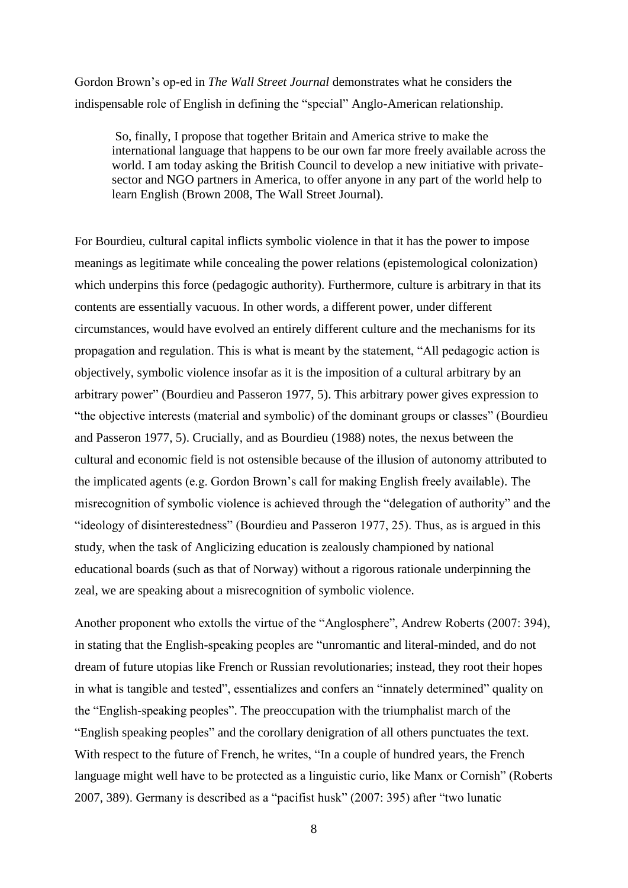Gordon Brown's op-ed in *The Wall Street Journal* demonstrates what he considers the indispensable role of English in defining the "special" Anglo-American relationship.

> So, finally, I propose that together Britain and America strive to make the international language that happens to be our own far more freely available across the world. I am today asking the British Council to develop a new initiative with private-sector and NGO partners in America, to offer anyone in any part of the world help to learn English (Brown 2008, The Wall Street Journal).

For Bourdieu, cultural capital inflicts symbolic violence in that it has the power to impose meanings as legitimate while concealing the power relations (epistemological colonization) which underpins this force (pedagogic authority). Furthermore, culture is arbitrary in that its contents are essentially vacuous. In other words, a different power, under different circumstances, would have evolved an entirely different culture and the mechanisms for its propagation and regulation. This is what is meant by the statement, "All pedagogic action is objectively, symbolic violence insofar as it is the imposition of a cultural arbitrary by an arbitrary power" (Bourdieu and Passeron 1977, 5). This arbitrary power gives expression to "the objective interests (material and symbolic) of the dominant groups or classes" (Bourdieu and Passeron 1977, 5). Crucially, and as Bourdieu (1988) notes, the nexus between the cultural and economic field is not ostensible because of the illusion of autonomy attributed to the implicated agents (e.g. Gordon Brown's call for making English freely available). The misrecognition of symbolic violence is achieved through the "delegation of authority" and the "ideology of disinterestedness" (Bourdieu and Passeron 1977, 25). Thus, as is argued in this study, when the task of Anglicizing education is zealously championed by national educational boards (such as that of Norway) without a rigorous rationale underpinning the zeal, we are speaking about a misrecognition of symbolic violence.

Another proponent who extolls the virtue of the "Anglosphere", Andrew Roberts (2007: 394), in stating that the English-speaking peoples are "unromantic and literal-minded, and do not dream of future utopias like French or Russian revolutionaries; instead, they root their hopes in what is tangible and tested", essentializes and confers an "innately determined" quality on the "English-speaking peoples". The preoccupation with the triumphalist march of the "English speaking peoples" and the corollary denigration of all others punctuates the text. With respect to the future of French, he writes, "In a couple of hundred years, the French language might well have to be protected as a linguistic curio, like Manx or Cornish" (Roberts 2007, 389). Germany is described as a "pacifist husk" (2007: 395) after "two lunatic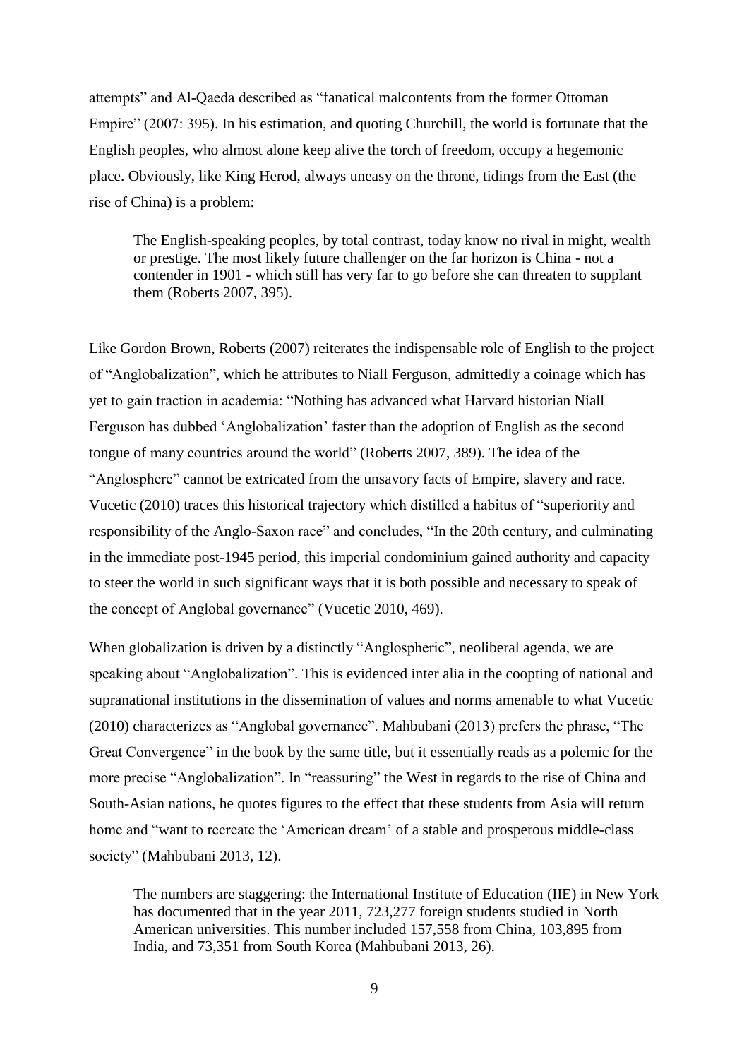attempts" and Al-Qaeda described as "fanatical malcontents from the former Ottoman Empire" (2007: 395). In his estimation, and quoting Churchill, the world is fortunate that the English peoples, who almost alone keep alive the torch of freedom, occupy a hegemonic place. Obviously, like King Herod, always uneasy on the throne, tidings from the East (the rise of China) is a problem:

> The English-speaking peoples, by total contrast, today know no rival in might, wealth or prestige. The most likely future challenger on the far horizon is China - not a contender in 1901 - which still has very far to go before she can threaten to supplant them (Roberts 2007, 395).

Like Gordon Brown, Roberts (2007) reiterates the indispensable role of English to the project of "Anglobalization", which he attributes to Niall Ferguson, admittedly a coinage which has yet to gain traction in academia: "Nothing has advanced what Harvard historian Niall Ferguson has dubbed 'Anglobalization' faster than the adoption of English as the second tongue of many countries around the world" (Roberts 2007, 389). The idea of the "Anglosphere" cannot be extricated from the unsavory facts of Empire, slavery and race. Vucetic (2010) traces this historical trajectory which distilled a habitus of "superiority and responsibility of the Anglo-Saxon race" and concludes, "In the 20th century, and culminating in the immediate post-1945 period, this imperial condominium gained authority and capacity to steer the world in such significant ways that it is both possible and necessary to speak of the concept of Anglobal governance" (Vucetic 2010, 469).

When globalization is driven by a distinctly "Anglospheric", neoliberal agenda, we are speaking about "Anglobalization". This is evidenced inter alia in the coopting of national and supranational institutions in the dissemination of values and norms amenable to what Vucetic (2010) characterizes as "Anglobal governance". Mahbubani (2013) prefers the phrase, "The Great Convergence" in the book by the same title, but it essentially reads as a polemic for the more precise "Anglobalization". In "reassuring" the West in regards to the rise of China and South-Asian nations, he quotes figures to the effect that these students from Asia will return home and "want to recreate the 'American dream' of a stable and prosperous middle-class society" (Mahbubani 2013, 12).

> The numbers are staggering: the International Institute of Education (IIE) in New York has documented that in the year 2011, 723,277 foreign students studied in North American universities. This number included 157,558 from China, 103,895 from India, and 73,351 from South Korea (Mahbubani 2013, 26).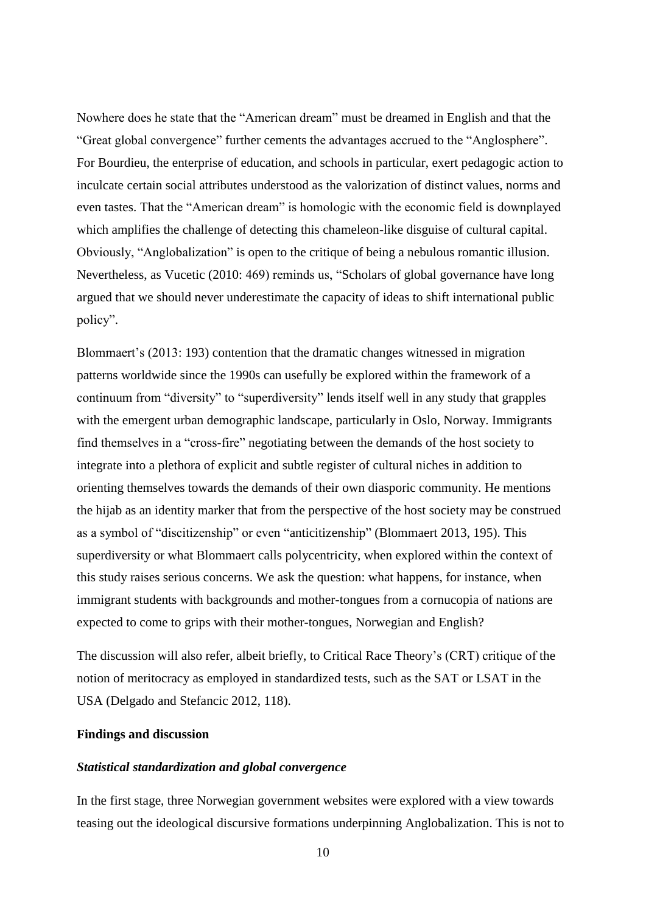Nowhere does he state that the "American dream" must be dreamed in English and that the "Great global convergence" further cements the advantages accrued to the "Anglosphere". For Bourdieu, the enterprise of education, and schools in particular, exert pedagogic action to inculcate certain social attributes understood as the valorization of distinct values, norms and even tastes. That the "American dream" is homologic with the economic field is downplayed which amplifies the challenge of detecting this chameleon-like disguise of cultural capital. Obviously, "Anglobalization" is open to the critique of being a nebulous romantic illusion. Nevertheless, as Vucetic (2010: 469) reminds us, "Scholars of global governance have long argued that we should never underestimate the capacity of ideas to shift international public policy".

Blommaert's (2013: 193) contention that the dramatic changes witnessed in migration patterns worldwide since the 1990s can usefully be explored within the framework of a continuum from "diversity" to "superdiversity" lends itself well in any study that grapples with the emergent urban demographic landscape, particularly in Oslo, Norway. Immigrants find themselves in a "cross-fire" negotiating between the demands of the host society to integrate into a plethora of explicit and subtle register of cultural niches in addition to orienting themselves towards the demands of their own diasporic community. He mentions the hijab as an identity marker that from the perspective of the host society may be construed as a symbol of "discitizenship" or even "anticitizenship" (Blommaert 2013, 195). This superdiversity or what Blommaert calls polycentricity, when explored within the context of this study raises serious concerns. We ask the question: what happens, for instance, when immigrant students with backgrounds and mother-tongues from a cornucopia of nations are expected to come to grips with their mother-tongues, Norwegian and English?

The discussion will also refer, albeit briefly, to Critical Race Theory's (CRT) critique of the notion of meritocracy as employed in standardized tests, such as the SAT or LSAT in the USA (Delgado and Stefancic 2012, 118).

## Findings and discussion

### *Statistical standardization and global convergence*

In the first stage, three Norwegian government websites were explored with a view towards teasing out the ideological discursive formations underpinning Anglobalization. This is not to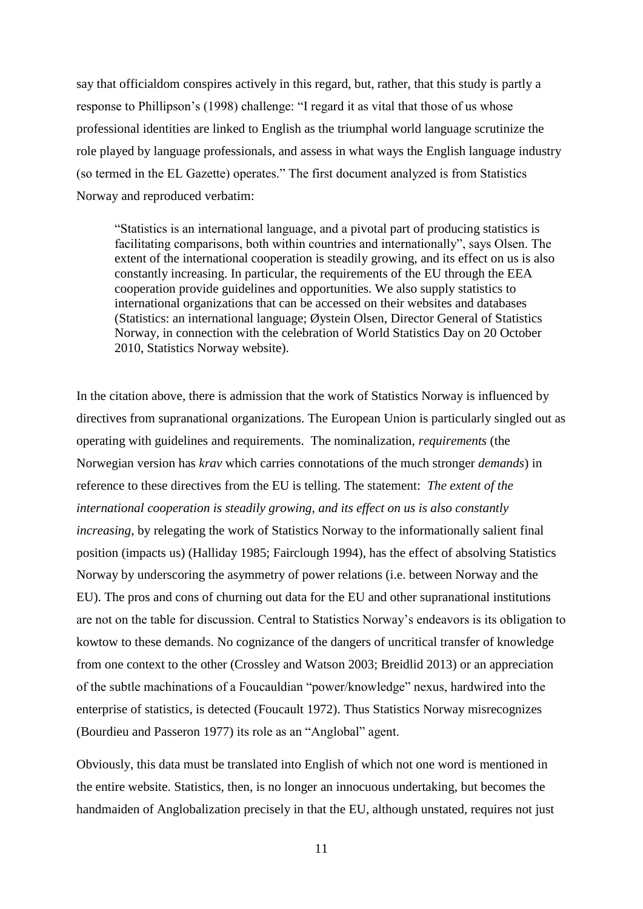say that officialdom conspires actively in this regard, but, rather, that this study is partly a response to Phillipson's (1998) challenge: "I regard it as vital that those of us whose professional identities are linked to English as the triumphal world language scrutinize the role played by language professionals, and assess in what ways the English language industry (so termed in the EL Gazette) operates." The first document analyzed is from Statistics Norway and reproduced verbatim:

> "Statistics is an international language, and a pivotal part of producing statistics is facilitating comparisons, both within countries and internationally", says Olsen. The extent of the international cooperation is steadily growing, and its effect on us is also constantly increasing. In particular, the requirements of the EU through the EEA cooperation provide guidelines and opportunities. We also supply statistics to international organizations that can be accessed on their websites and databases (Statistics: an international language; Øystein Olsen, Director General of Statistics Norway, in connection with the celebration of World Statistics Day on 20 October 2010, Statistics Norway website).

In the citation above, there is admission that the work of Statistics Norway is influenced by directives from supranational organizations. The European Union is particularly singled out as operating with guidelines and requirements. The nominalization, *requirements* (the Norwegian version has *krav* which carries connotations of the much stronger *demands*) in reference to these directives from the EU is telling. The statement: *The extent of the international cooperation is steadily growing, and its effect on us is also constantly increasing,* by relegating the work of Statistics Norway to the informationally salient final position (impacts us) (Halliday 1985; Fairclough 1994), has the effect of absolving Statistics Norway by underscoring the asymmetry of power relations (i.e. between Norway and the EU). The pros and cons of churning out data for the EU and other supranational institutions are not on the table for discussion. Central to Statistics Norway's endeavors is its obligation to kowtow to these demands. No cognizance of the dangers of uncritical transfer of knowledge from one context to the other (Crossley and Watson 2003; Breidlid 2013) or an appreciation of the subtle machinations of a Foucauldian "power/knowledge" nexus, hardwired into the enterprise of statistics, is detected (Foucault 1972). Thus Statistics Norway misrecognizes (Bourdieu and Passeron 1977) its role as an "Anglobal" agent.

Obviously, this data must be translated into English of which not one word is mentioned in the entire website. Statistics, then, is no longer an innocuous undertaking, but becomes the handmaiden of Anglobalization precisely in that the EU, although unstated, requires not just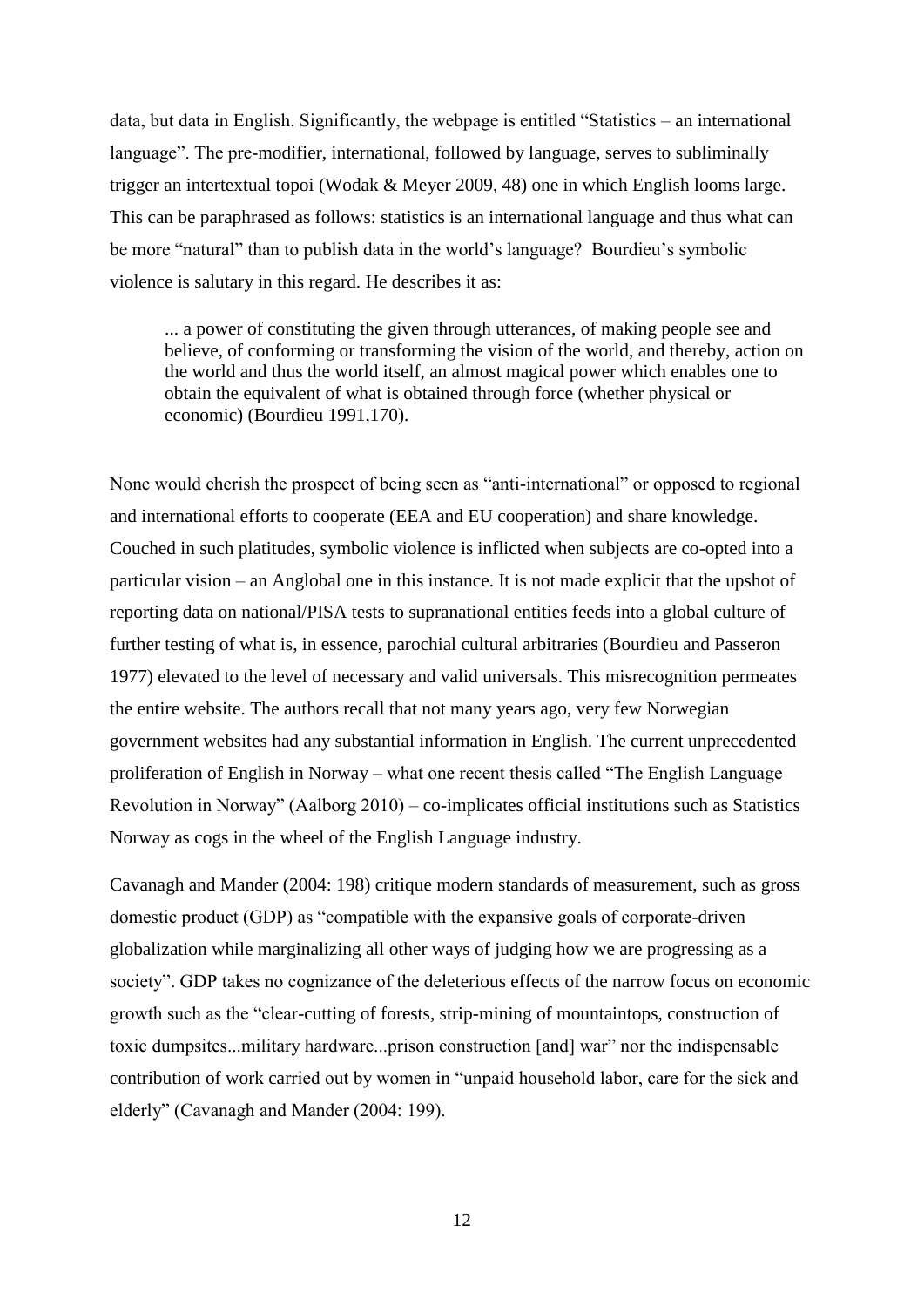data, but data in English. Significantly, the webpage is entitled “Statistics – an international language”. The pre-modifier, international, followed by language, serves to subliminally trigger an intertextual topoi (Wodak & Meyer 2009, 48) one in which English looms large. This can be paraphrased as follows: statistics is an international language and thus what can be more “natural” than to publish data in the world’s language? Bourdieu’s symbolic violence is salutary in this regard. He describes it as:

> ... a power of constituting the given through utterances, of making people see and believe, of conforming or transforming the vision of the world, and thereby, action on the world and thus the world itself, an almost magical power which enables one to obtain the equivalent of what is obtained through force (whether physical or economic) (Bourdieu 1991,170).

None would cherish the prospect of being seen as “anti-international” or opposed to regional and international efforts to cooperate (EEA and EU cooperation) and share knowledge. Couched in such platitudes, symbolic violence is inflicted when subjects are co-opted into a particular vision – an Anglobal one in this instance. It is not made explicit that the upshot of reporting data on national/PISA tests to supranational entities feeds into a global culture of further testing of what is, in essence, parochial cultural arbitraries (Bourdieu and Passeron 1977) elevated to the level of necessary and valid universals. This misrecognition permeates the entire website. The authors recall that not many years ago, very few Norwegian government websites had any substantial information in English. The current unprecedented proliferation of English in Norway – what one recent thesis called “The English Language Revolution in Norway” (Aalborg 2010) – co-implicates official institutions such as Statistics Norway as cogs in the wheel of the English Language industry.

Cavanagh and Mander (2004: 198) critique modern standards of measurement, such as gross domestic product (GDP) as “compatible with the expansive goals of corporate-driven globalization while marginalizing all other ways of judging how we are progressing as a society”. GDP takes no cognizance of the deleterious effects of the narrow focus on economic growth such as the “clear-cutting of forests, strip-mining of mountaintops, construction of toxic dumpsites...military hardware...prison construction [and] war” nor the indispensable contribution of work carried out by women in “unpaid household labor, care for the sick and elderly” (Cavanagh and Mander (2004: 199).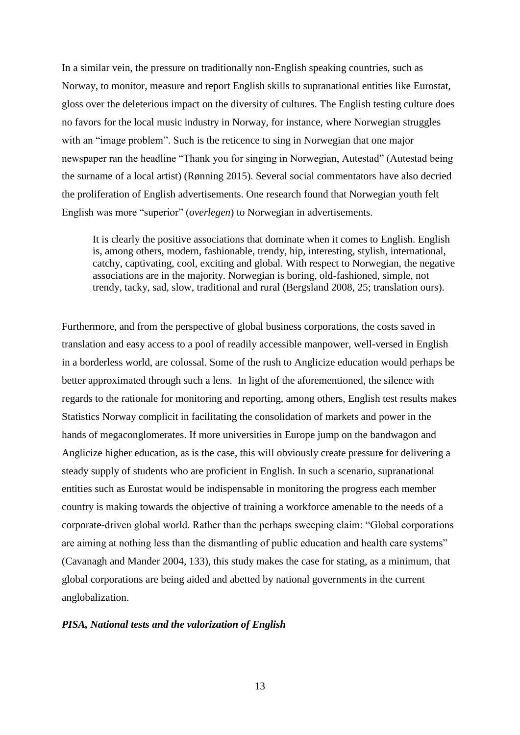In a similar vein, the pressure on traditionally non-English speaking countries, such as Norway, to monitor, measure and report English skills to supranational entities like Eurostat, gloss over the deleterious impact on the diversity of cultures. The English testing culture does no favors for the local music industry in Norway, for instance, where Norwegian struggles with an "image problem". Such is the reticence to sing in Norwegian that one major newspaper ran the headline "Thank you for singing in Norwegian, Autestad" (Autestad being the surname of a local artist) (Rønning 2015). Several social commentators have also decried the proliferation of English advertisements. One research found that Norwegian youth felt English was more "superior" (*overlegen*) to Norwegian in advertisements.

> It is clearly the positive associations that dominate when it comes to English. English is, among others, modern, fashionable, trendy, hip, interesting, stylish, international, catchy, captivating, cool, exciting and global. With respect to Norwegian, the negative associations are in the majority. Norwegian is boring, old-fashioned, simple, not trendy, tacky, sad, slow, traditional and rural (Bergsland 2008, 25; translation ours).

Furthermore, and from the perspective of global business corporations, the costs saved in translation and easy access to a pool of readily accessible manpower, well-versed in English in a borderless world, are colossal. Some of the rush to Anglicize education would perhaps be better approximated through such a lens. In light of the aforementioned, the silence with regards to the rationale for monitoring and reporting, among others, English test results makes Statistics Norway complicit in facilitating the consolidation of markets and power in the hands of megaconglomerates. If more universities in Europe jump on the bandwagon and Anglicize higher education, as is the case, this will obviously create pressure for delivering a steady supply of students who are proficient in English. In such a scenario, supranational entities such as Eurostat would be indispensable in monitoring the progress each member country is making towards the objective of training a workforce amenable to the needs of a corporate-driven global world. Rather than the perhaps sweeping claim: "Global corporations are aiming at nothing less than the dismantling of public education and health care systems" (Cavanagh and Mander 2004, 133), this study makes the case for stating, as a minimum, that global corporations are being aided and abetted by national governments in the current anglobalization.

### *PISA, National tests and the valorization of English*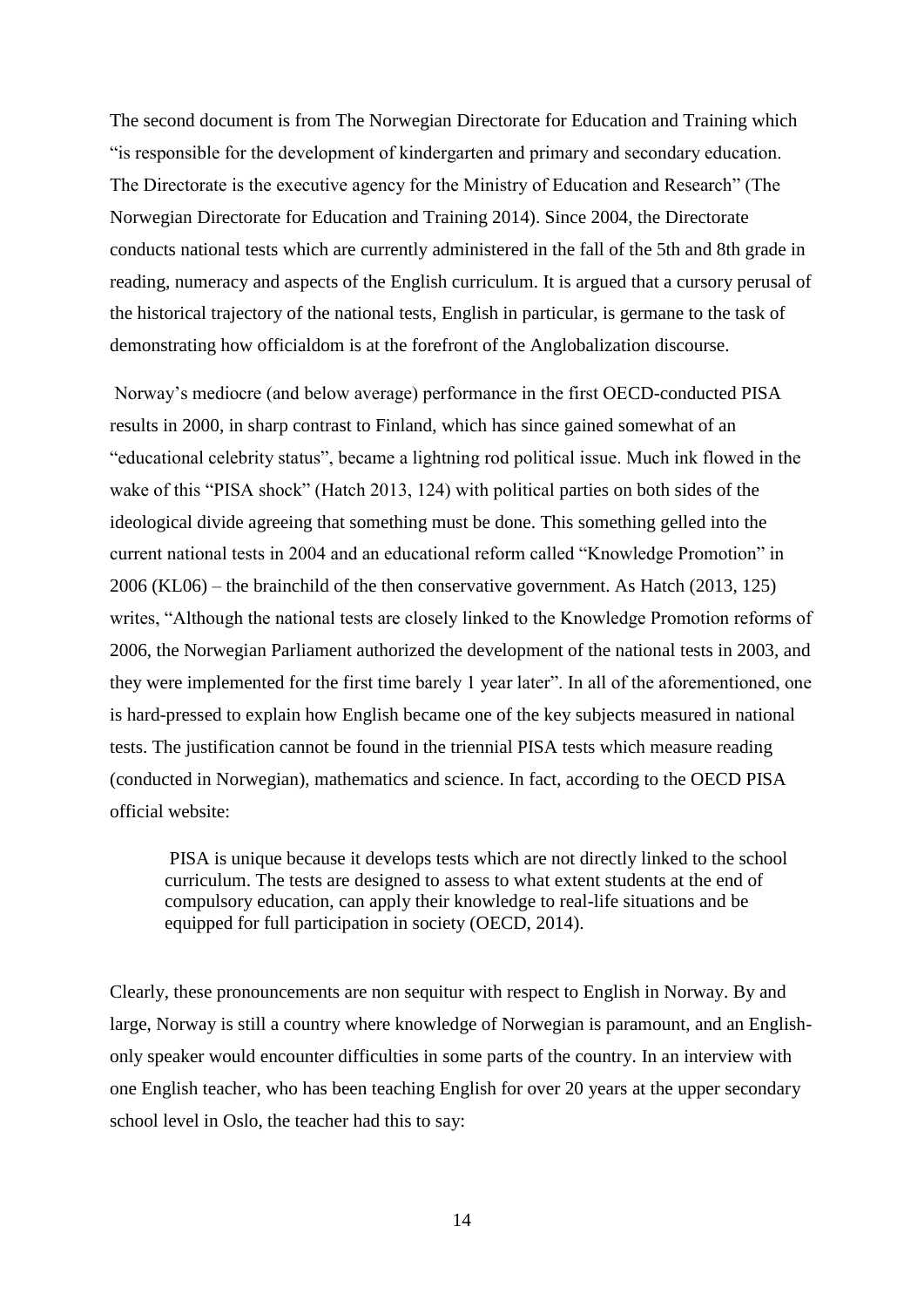The second document is from The Norwegian Directorate for Education and Training which "is responsible for the development of kindergarten and primary and secondary education. The Directorate is the executive agency for the Ministry of Education and Research" (The Norwegian Directorate for Education and Training 2014). Since 2004, the Directorate conducts national tests which are currently administered in the fall of the 5th and 8th grade in reading, numeracy and aspects of the English curriculum. It is argued that a cursory perusal of the historical trajectory of the national tests, English in particular, is germane to the task of demonstrating how officialdom is at the forefront of the Anglobalization discourse.

Norway's mediocre (and below average) performance in the first OECD-conducted PISA results in 2000, in sharp contrast to Finland, which has since gained somewhat of an "educational celebrity status", became a lightning rod political issue. Much ink flowed in the wake of this "PISA shock" (Hatch 2013, 124) with political parties on both sides of the ideological divide agreeing that something must be done. This something gelled into the current national tests in 2004 and an educational reform called "Knowledge Promotion" in 2006 (KL06) – the brainchild of the then conservative government. As Hatch (2013, 125) writes, "Although the national tests are closely linked to the Knowledge Promotion reforms of 2006, the Norwegian Parliament authorized the development of the national tests in 2003, and they were implemented for the first time barely 1 year later". In all of the aforementioned, one is hard-pressed to explain how English became one of the key subjects measured in national tests. The justification cannot be found in the triennial PISA tests which measure reading (conducted in Norwegian), mathematics and science. In fact, according to the OECD PISA official website:

> PISA is unique because it develops tests which are not directly linked to the school curriculum. The tests are designed to assess to what extent students at the end of compulsory education, can apply their knowledge to real-life situations and be equipped for full participation in society (OECD, 2014).

Clearly, these pronouncements are non sequitur with respect to English in Norway. By and large, Norway is still a country where knowledge of Norwegian is paramount, and an English-only speaker would encounter difficulties in some parts of the country. In an interview with one English teacher, who has been teaching English for over 20 years at the upper secondary school level in Oslo, the teacher had this to say: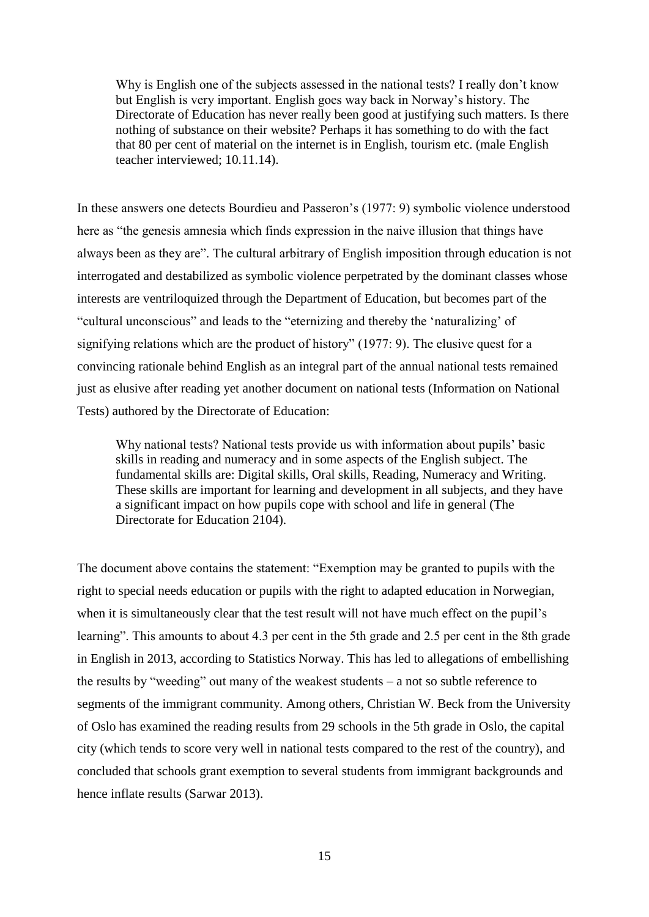> Why is English one of the subjects assessed in the national tests? I really don't know but English is very important. English goes way back in Norway's history. The Directorate of Education has never really been good at justifying such matters. Is there nothing of substance on their website? Perhaps it has something to do with the fact that 80 per cent of material on the internet is in English, tourism etc. (male English teacher interviewed; 10.11.14).

In these answers one detects Bourdieu and Passeron's (1977: 9) symbolic violence understood here as "the genesis amnesia which finds expression in the naive illusion that things have always been as they are". The cultural arbitrary of English imposition through education is not interrogated and destabilized as symbolic violence perpetrated by the dominant classes whose interests are ventriloquized through the Department of Education, but becomes part of the "cultural unconscious" and leads to the "eternizing and thereby the 'naturalizing' of signifying relations which are the product of history" (1977: 9). The elusive quest for a convincing rationale behind English as an integral part of the annual national tests remained just as elusive after reading yet another document on national tests (Information on National Tests) authored by the Directorate of Education:

> Why national tests? National tests provide us with information about pupils' basic skills in reading and numeracy and in some aspects of the English subject. The fundamental skills are: Digital skills, Oral skills, Reading, Numeracy and Writing. These skills are important for learning and development in all subjects, and they have a significant impact on how pupils cope with school and life in general (The Directorate for Education 2104).

The document above contains the statement: "Exemption may be granted to pupils with the right to special needs education or pupils with the right to adapted education in Norwegian, when it is simultaneously clear that the test result will not have much effect on the pupil's learning". This amounts to about 4.3 per cent in the 5th grade and 2.5 per cent in the 8th grade in English in 2013, according to Statistics Norway. This has led to allegations of embellishing the results by "weeding" out many of the weakest students – a not so subtle reference to segments of the immigrant community. Among others, Christian W. Beck from the University of Oslo has examined the reading results from 29 schools in the 5th grade in Oslo, the capital city (which tends to score very well in national tests compared to the rest of the country), and concluded that schools grant exemption to several students from immigrant backgrounds and hence inflate results (Sarwar 2013).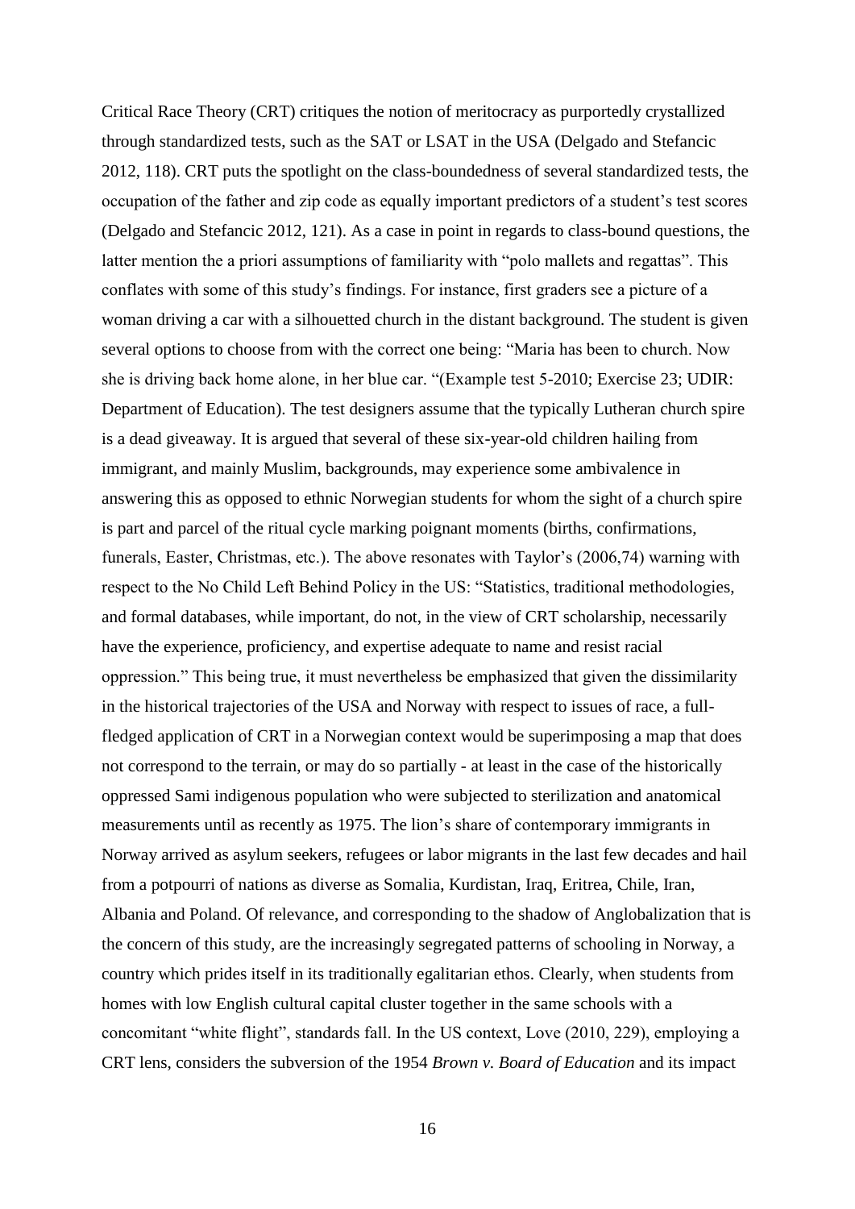Critical Race Theory (CRT) critiques the notion of meritocracy as purportedly crystallized through standardized tests, such as the SAT or LSAT in the USA (Delgado and Stefancic 2012, 118). CRT puts the spotlight on the class-boundedness of several standardized tests, the occupation of the father and zip code as equally important predictors of a student's test scores (Delgado and Stefancic 2012, 121). As a case in point in regards to class-bound questions, the latter mention the a priori assumptions of familiarity with "polo mallets and regattas". This conflates with some of this study's findings. For instance, first graders see a picture of a woman driving a car with a silhouetted church in the distant background. The student is given several options to choose from with the correct one being: "Maria has been to church. Now she is driving back home alone, in her blue car. "(Example test 5-2010; Exercise 23; UDIR: Department of Education). The test designers assume that the typically Lutheran church spire is a dead giveaway. It is argued that several of these six-year-old children hailing from immigrant, and mainly Muslim, backgrounds, may experience some ambivalence in answering this as opposed to ethnic Norwegian students for whom the sight of a church spire is part and parcel of the ritual cycle marking poignant moments (births, confirmations, funerals, Easter, Christmas, etc.). The above resonates with Taylor's (2006,74) warning with respect to the No Child Left Behind Policy in the US: "Statistics, traditional methodologies, and formal databases, while important, do not, in the view of CRT scholarship, necessarily have the experience, proficiency, and expertise adequate to name and resist racial oppression." This being true, it must nevertheless be emphasized that given the dissimilarity in the historical trajectories of the USA and Norway with respect to issues of race, a full-fledged application of CRT in a Norwegian context would be superimposing a map that does not correspond to the terrain, or may do so partially - at least in the case of the historically oppressed Sami indigenous population who were subjected to sterilization and anatomical measurements until as recently as 1975. The lion's share of contemporary immigrants in Norway arrived as asylum seekers, refugees or labor migrants in the last few decades and hail from a potpourri of nations as diverse as Somalia, Kurdistan, Iraq, Eritrea, Chile, Iran, Albania and Poland. Of relevance, and corresponding to the shadow of Anglobalization that is the concern of this study, are the increasingly segregated patterns of schooling in Norway, a country which prides itself in its traditionally egalitarian ethos. Clearly, when students from homes with low English cultural capital cluster together in the same schools with a concomitant "white flight", standards fall. In the US context, Love (2010, 229), employing a CRT lens, considers the subversion of the 1954 *Brown v. Board of Education* and its impact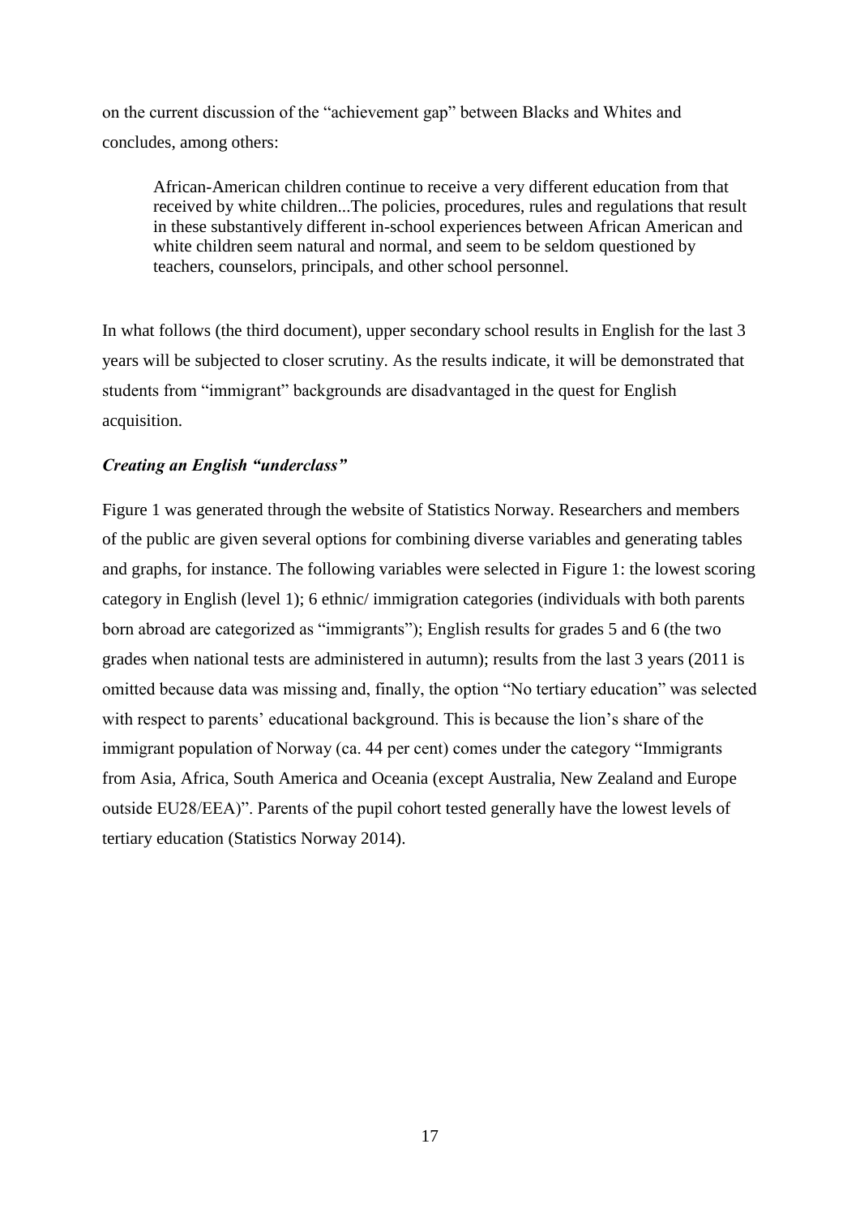on the current discussion of the "achievement gap" between Blacks and Whites and concludes, among others:

> African-American children continue to receive a very different education from that received by white children...The policies, procedures, rules and regulations that result in these substantively different in-school experiences between African American and white children seem natural and normal, and seem to be seldom questioned by teachers, counselors, principals, and other school personnel.

In what follows (the third document), upper secondary school results in English for the last 3 years will be subjected to closer scrutiny. As the results indicate, it will be demonstrated that students from "immigrant" backgrounds are disadvantaged in the quest for English acquisition.

### *Creating an English "underclass"*

Figure 1 was generated through the website of Statistics Norway. Researchers and members of the public are given several options for combining diverse variables and generating tables and graphs, for instance. The following variables were selected in Figure 1: the lowest scoring category in English (level 1); 6 ethnic/ immigration categories (individuals with both parents born abroad are categorized as "immigrants"); English results for grades 5 and 6 (the two grades when national tests are administered in autumn); results from the last 3 years (2011 is omitted because data was missing and, finally, the option "No tertiary education" was selected with respect to parents' educational background. This is because the lion's share of the immigrant population of Norway (ca. 44 per cent) comes under the category "Immigrants from Asia, Africa, South America and Oceania (except Australia, New Zealand and Europe outside EU28/EEA)". Parents of the pupil cohort tested generally have the lowest levels of tertiary education (Statistics Norway 2014).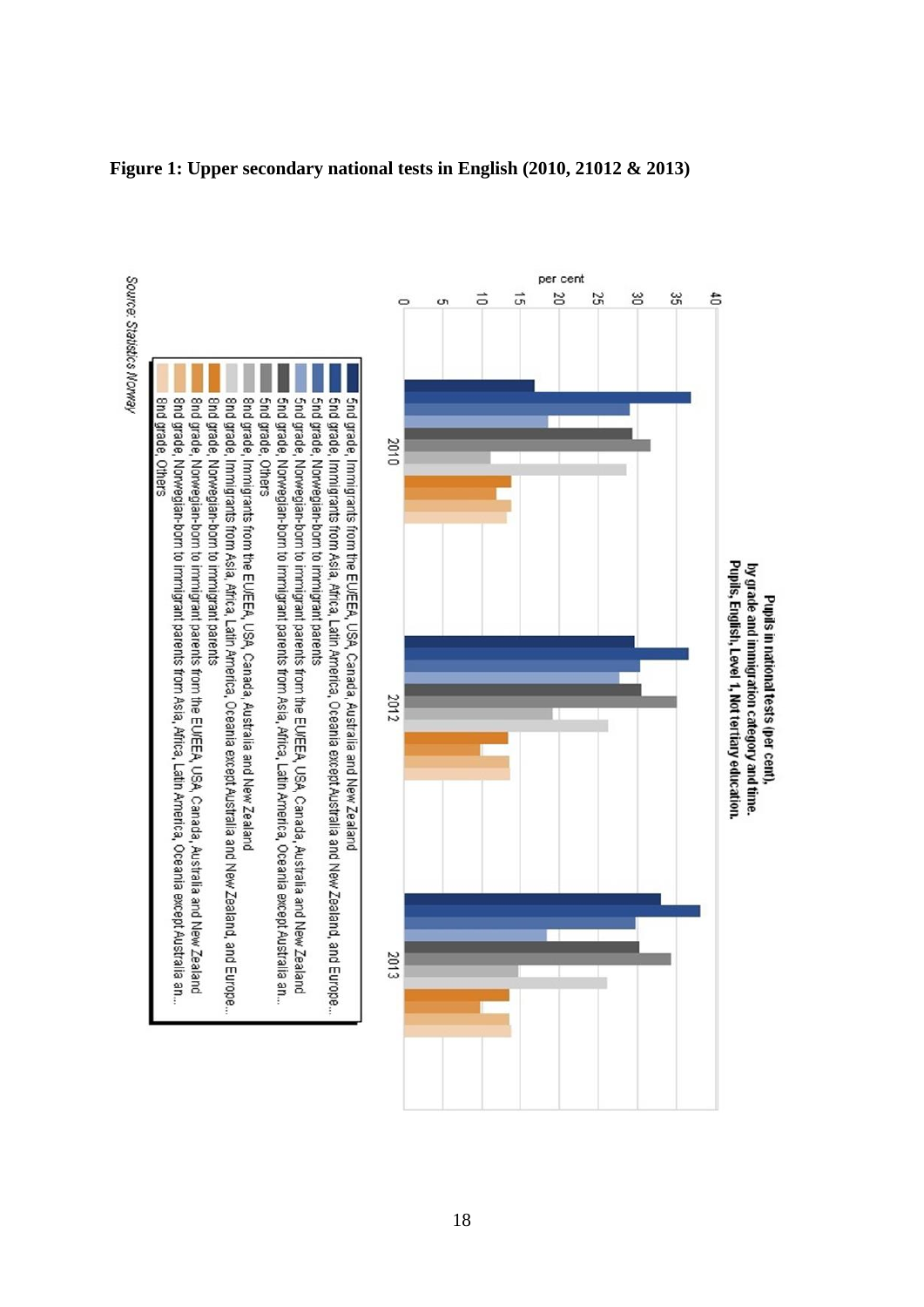**Figure 1: Upper secondary national tests in English (2010, 21012 & 2013)**

**Pupils in national tests (per cent), by grade and immigration category and time. Pupils, English, Level 1, Not tertiary education.**

- 5nd grade, Immigrants from the EU/EEA, USA, Canada, Australia and New Zealand
- 5nd grade, Immigrants from Asia, Africa, Latin America, Oceania except Australia and New Zealand, and Europe...
- 5nd grade, Norwegian-born to immigrant parents
- 5nd grade, Norwegian-born to immigrant parents from the EU/EEA, USA, Canada, Australia and New Zealand
- 5nd grade, Norwegian-born to immigrant parents from Asia, Africa, Latin America, Oceania except Australia an...
- 5nd grade, Others
- 8nd grade, Immigrants from the EU/EEA, USA, Canada, Australia and New Zealand
- 8nd grade, Immigrants from Asia, Africa, Latin America, Oceania except Australia and New Zealand, and Europe...
- 8nd grade, Norwegian-born to immigrant parents
- 8nd grade, Norwegian-born to immigrant parents from the EU/EEA, USA, Canada, Australia and New Zealand
- 8nd grade, Norwegian-born to immigrant parents from Asia, Africa, Latin America, Oceania except Australia an...
- 8nd grade, Others

*Source: Statistics Norway*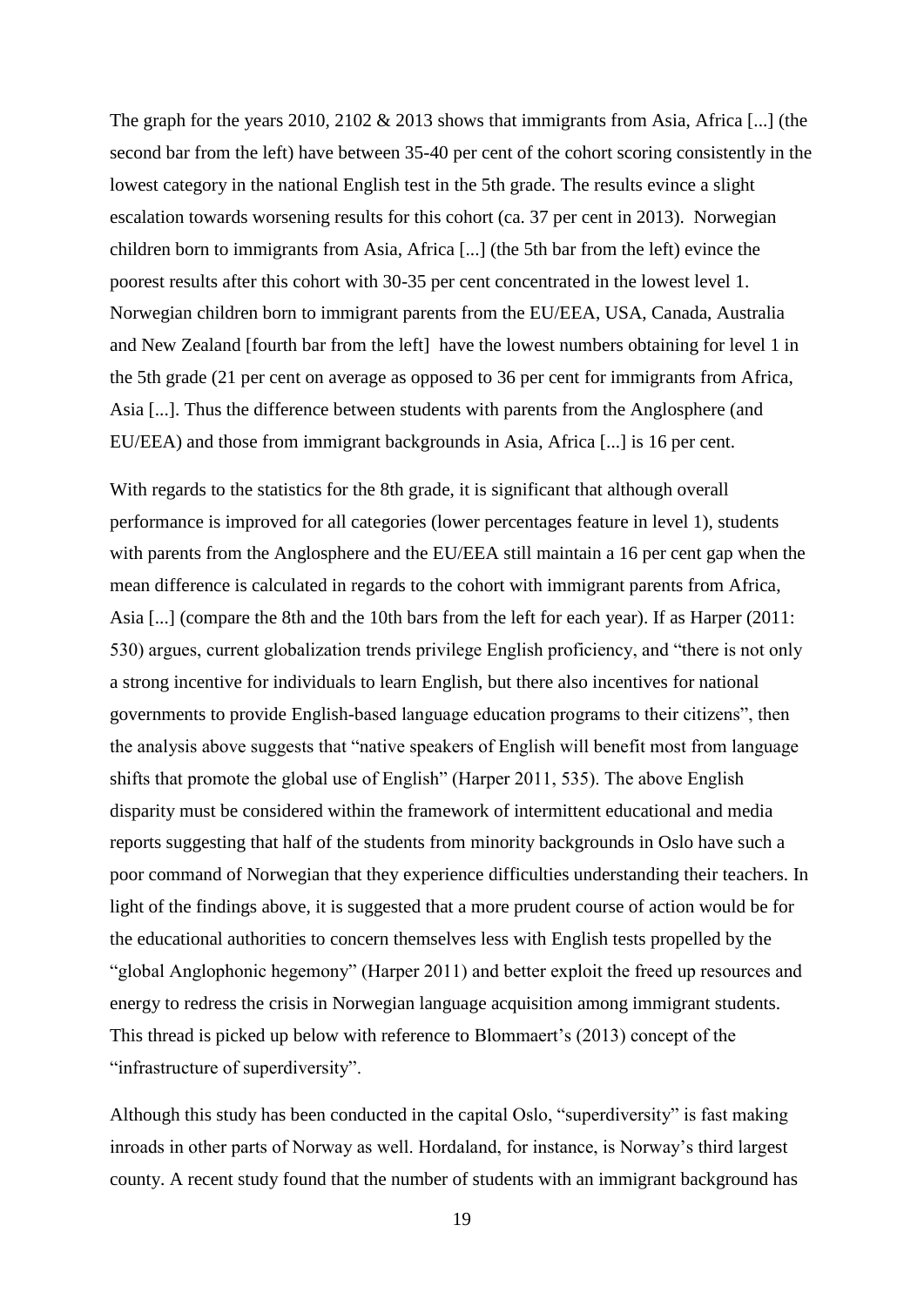The graph for the years 2010, 2102 & 2013 shows that immigrants from Asia, Africa [...] (the second bar from the left) have between 35-40 per cent of the cohort scoring consistently in the lowest category in the national English test in the 5th grade. The results evince a slight escalation towards worsening results for this cohort (ca. 37 per cent in 2013). Norwegian children born to immigrants from Asia, Africa [...] (the 5th bar from the left) evince the poorest results after this cohort with 30-35 per cent concentrated in the lowest level 1. Norwegian children born to immigrant parents from the EU/EEA, USA, Canada, Australia and New Zealand [fourth bar from the left] have the lowest numbers obtaining for level 1 in the 5th grade (21 per cent on average as opposed to 36 per cent for immigrants from Africa, Asia [...]. Thus the difference between students with parents from the Anglosphere (and EU/EEA) and those from immigrant backgrounds in Asia, Africa [...] is 16 per cent.

With regards to the statistics for the 8th grade, it is significant that although overall performance is improved for all categories (lower percentages feature in level 1), students with parents from the Anglosphere and the EU/EEA still maintain a 16 per cent gap when the mean difference is calculated in regards to the cohort with immigrant parents from Africa, Asia [...] (compare the 8th and the 10th bars from the left for each year). If as Harper (2011: 530) argues, current globalization trends privilege English proficiency, and "there is not only a strong incentive for individuals to learn English, but there also incentives for national governments to provide English-based language education programs to their citizens", then the analysis above suggests that "native speakers of English will benefit most from language shifts that promote the global use of English" (Harper 2011, 535). The above English disparity must be considered within the framework of intermittent educational and media reports suggesting that half of the students from minority backgrounds in Oslo have such a poor command of Norwegian that they experience difficulties understanding their teachers. In light of the findings above, it is suggested that a more prudent course of action would be for the educational authorities to concern themselves less with English tests propelled by the "global Anglophonic hegemony" (Harper 2011) and better exploit the freed up resources and energy to redress the crisis in Norwegian language acquisition among immigrant students. This thread is picked up below with reference to Blommaert's (2013) concept of the "infrastructure of superdiversity".

Although this study has been conducted in the capital Oslo, "superdiversity" is fast making inroads in other parts of Norway as well. Hordaland, for instance, is Norway's third largest county. A recent study found that the number of students with an immigrant background has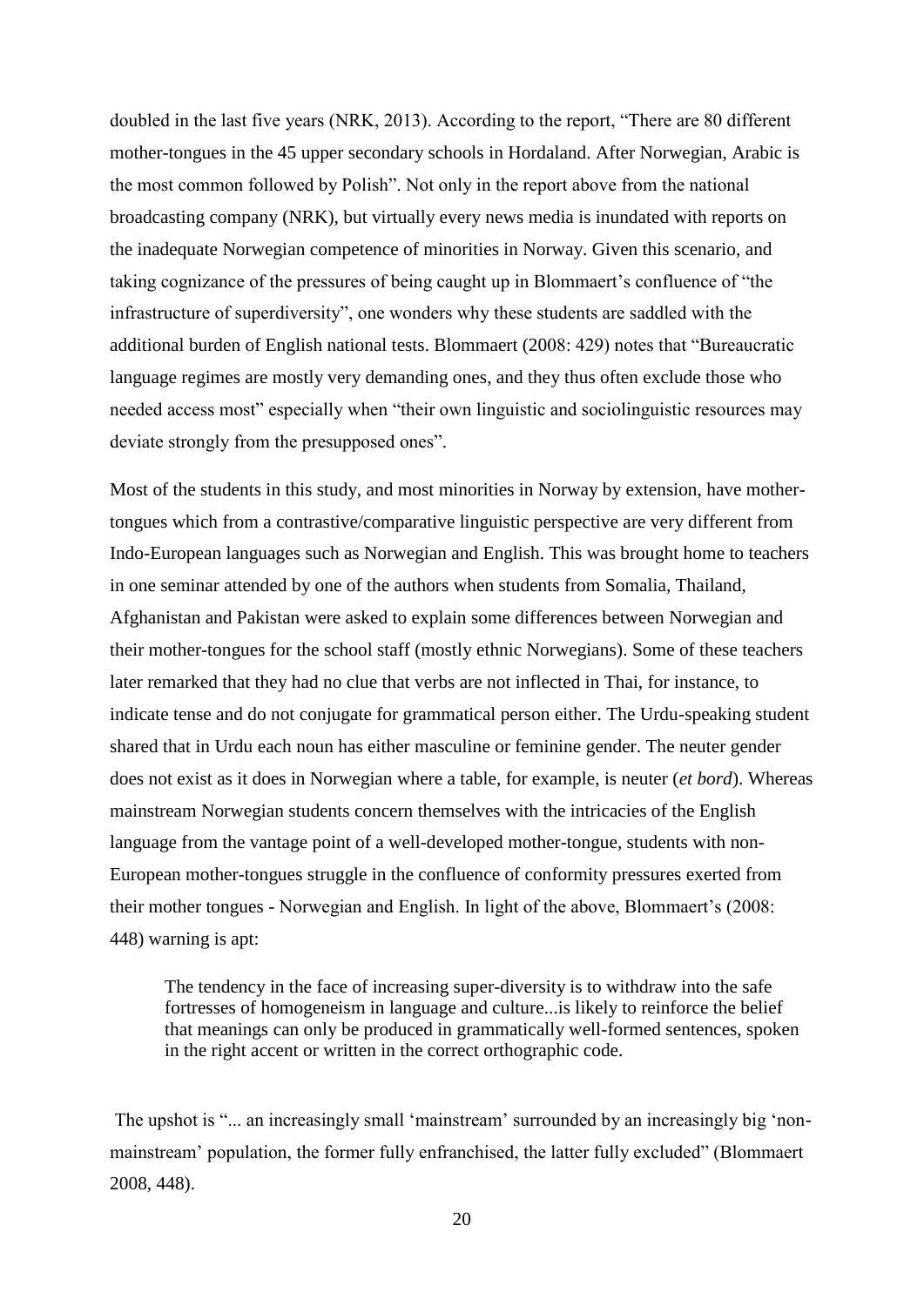doubled in the last five years (NRK, 2013). According to the report, "There are 80 different mother-tongues in the 45 upper secondary schools in Hordaland. After Norwegian, Arabic is the most common followed by Polish". Not only in the report above from the national broadcasting company (NRK), but virtually every news media is inundated with reports on the inadequate Norwegian competence of minorities in Norway. Given this scenario, and taking cognizance of the pressures of being caught up in Blommaert's confluence of "the infrastructure of superdiversity", one wonders why these students are saddled with the additional burden of English national tests. Blommaert (2008: 429) notes that "Bureaucratic language regimes are mostly very demanding ones, and they thus often exclude those who needed access most" especially when "their own linguistic and sociolinguistic resources may deviate strongly from the presupposed ones".

Most of the students in this study, and most minorities in Norway by extension, have mother-tongues which from a contrastive/comparative linguistic perspective are very different from Indo-European languages such as Norwegian and English. This was brought home to teachers in one seminar attended by one of the authors when students from Somalia, Thailand, Afghanistan and Pakistan were asked to explain some differences between Norwegian and their mother-tongues for the school staff (mostly ethnic Norwegians). Some of these teachers later remarked that they had no clue that verbs are not inflected in Thai, for instance, to indicate tense and do not conjugate for grammatical person either. The Urdu-speaking student shared that in Urdu each noun has either masculine or feminine gender. The neuter gender does not exist as it does in Norwegian where a table, for example, is neuter (*et bord*). Whereas mainstream Norwegian students concern themselves with the intricacies of the English language from the vantage point of a well-developed mother-tongue, students with non-European mother-tongues struggle in the confluence of conformity pressures exerted from their mother tongues - Norwegian and English. In light of the above, Blommaert's (2008: 448) warning is apt:

> The tendency in the face of increasing super-diversity is to withdraw into the safe fortresses of homogeneism in language and culture...is likely to reinforce the belief that meanings can only be produced in grammatically well-formed sentences, spoken in the right accent or written in the correct orthographic code.

The upshot is "... an increasingly small 'mainstream' surrounded by an increasingly big 'non-mainstream' population, the former fully enfranchised, the latter fully excluded" (Blommaert 2008, 448).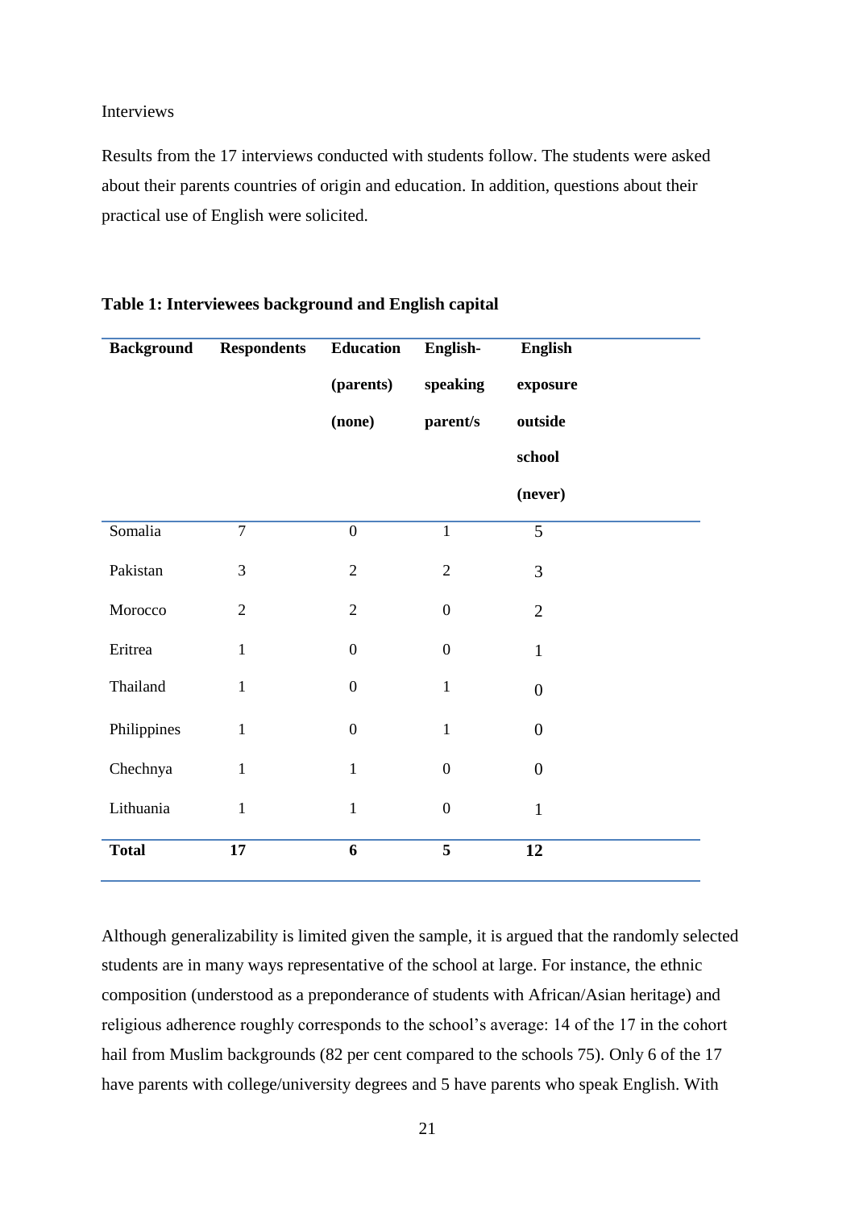Interviews

Results from the 17 interviews conducted with students follow. The students were asked about their parents countries of origin and education. In addition, questions about their practical use of English were solicited.

**Table 1: Interviewees background and English capital**

| Background | Respondents | Education (parents) (none) | English-speaking parent/s | English exposure outside school (never) |
|---|---|---|---|---|
| Somalia | 7 | 0 | 1 | 5 |
| Pakistan | 3 | 2 | 2 | 3 |
| Morocco | 2 | 2 | 0 | 2 |
| Eritrea | 1 | 0 | 0 | 1 |
| Thailand | 1 | 0 | 1 | 0 |
| Philippines | 1 | 0 | 1 | 0 |
| Chechnya | 1 | 1 | 0 | 0 |
| Lithuania | 1 | 1 | 0 | 1 |
| **Total** | **17** | **6** | **5** | **12** |

Although generalizability is limited given the sample, it is argued that the randomly selected students are in many ways representative of the school at large. For instance, the ethnic composition (understood as a preponderance of students with African/Asian heritage) and religious adherence roughly corresponds to the school's average: 14 of the 17 in the cohort hail from Muslim backgrounds (82 per cent compared to the schools 75). Only 6 of the 17 have parents with college/university degrees and 5 have parents who speak English. With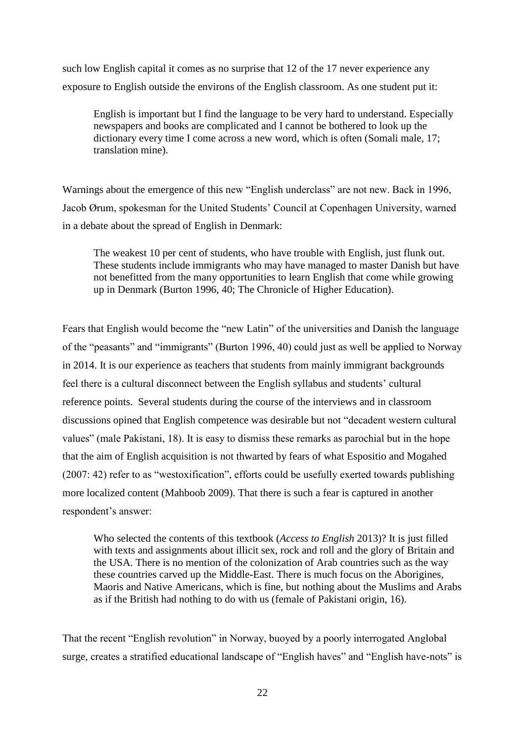such low English capital it comes as no surprise that 12 of the 17 never experience any exposure to English outside the environs of the English classroom. As one student put it:

> English is important but I find the language to be very hard to understand. Especially newspapers and books are complicated and I cannot be bothered to look up the dictionary every time I come across a new word, which is often (Somali male, 17; translation mine).

Warnings about the emergence of this new "English underclass" are not new. Back in 1996, Jacob Ørum, spokesman for the United Students' Council at Copenhagen University, warned in a debate about the spread of English in Denmark:

> The weakest 10 per cent of students, who have trouble with English, just flunk out. These students include immigrants who may have managed to master Danish but have not benefitted from the many opportunities to learn English that come while growing up in Denmark (Burton 1996, 40; The Chronicle of Higher Education).

Fears that English would become the "new Latin" of the universities and Danish the language of the "peasants" and "immigrants" (Burton 1996, 40) could just as well be applied to Norway in 2014. It is our experience as teachers that students from mainly immigrant backgrounds feel there is a cultural disconnect between the English syllabus and students' cultural reference points. Several students during the course of the interviews and in classroom discussions opined that English competence was desirable but not "decadent western cultural values" (male Pakistani, 18). It is easy to dismiss these remarks as parochial but in the hope that the aim of English acquisition is not thwarted by fears of what Espositio and Mogahed (2007: 42) refer to as "westoxification", efforts could be usefully exerted towards publishing more localized content (Mahboob 2009). That there is such a fear is captured in another respondent's answer:

> Who selected the contents of this textbook (*Access to English* 2013)? It is just filled with texts and assignments about illicit sex, rock and roll and the glory of Britain and the USA. There is no mention of the colonization of Arab countries such as the way these countries carved up the Middle-East. There is much focus on the Aborigines, Maoris and Native Americans, which is fine, but nothing about the Muslims and Arabs as if the British had nothing to do with us (female of Pakistani origin, 16).

That the recent "English revolution" in Norway, buoyed by a poorly interrogated Anglobal surge, creates a stratified educational landscape of "English haves" and "English have-nots" is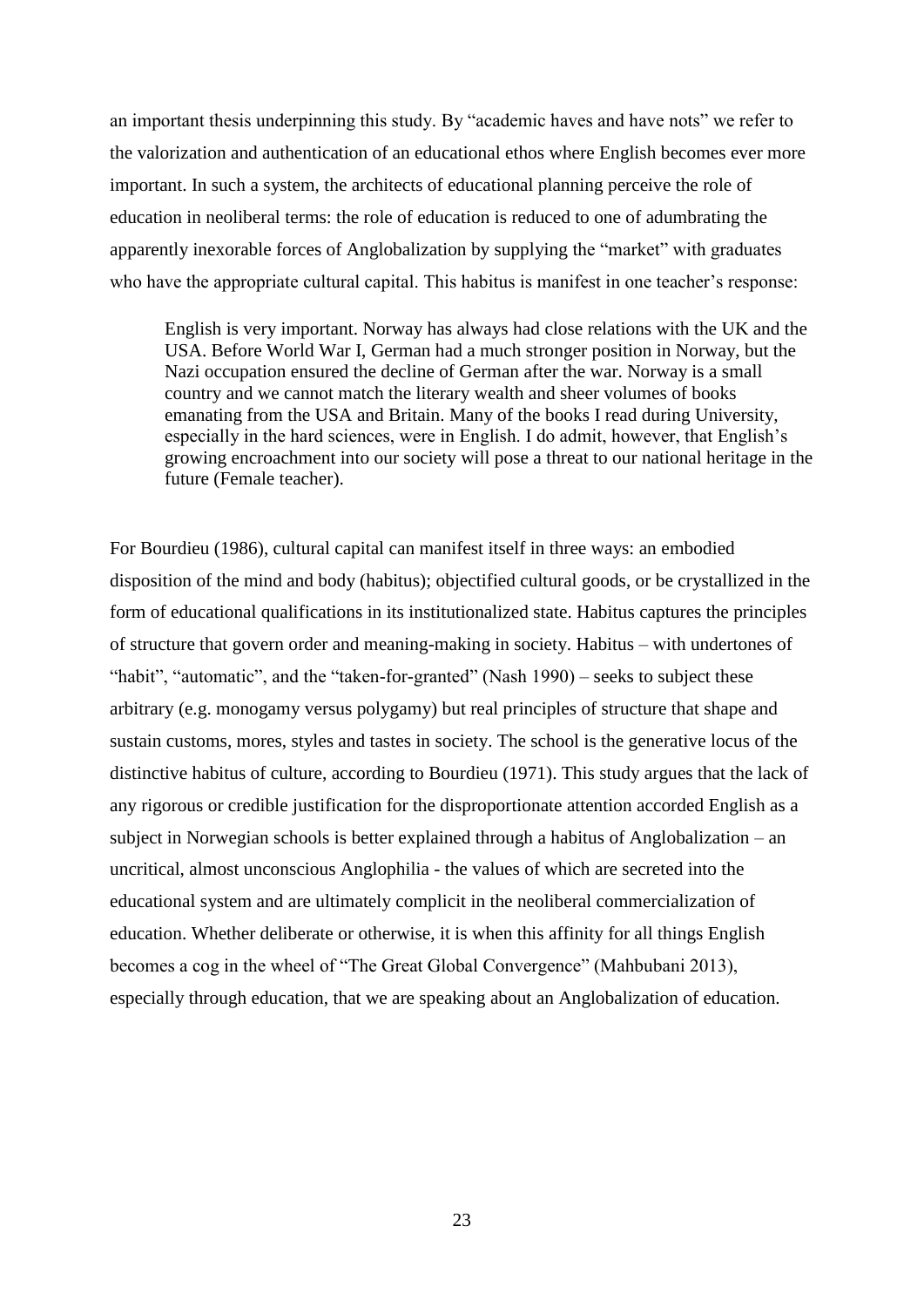an important thesis underpinning this study. By "academic haves and have nots" we refer to the valorization and authentication of an educational ethos where English becomes ever more important. In such a system, the architects of educational planning perceive the role of education in neoliberal terms: the role of education is reduced to one of adumbrating the apparently inexorable forces of Anglobalization by supplying the "market" with graduates who have the appropriate cultural capital. This habitus is manifest in one teacher's response:

> English is very important. Norway has always had close relations with the UK and the USA. Before World War I, German had a much stronger position in Norway, but the Nazi occupation ensured the decline of German after the war. Norway is a small country and we cannot match the literary wealth and sheer volumes of books emanating from the USA and Britain. Many of the books I read during University, especially in the hard sciences, were in English. I do admit, however, that English's growing encroachment into our society will pose a threat to our national heritage in the future (Female teacher).

For Bourdieu (1986), cultural capital can manifest itself in three ways: an embodied disposition of the mind and body (habitus); objectified cultural goods, or be crystallized in the form of educational qualifications in its institutionalized state. Habitus captures the principles of structure that govern order and meaning-making in society. Habitus – with undertones of "habit", "automatic", and the "taken-for-granted" (Nash 1990) – seeks to subject these arbitrary (e.g. monogamy versus polygamy) but real principles of structure that shape and sustain customs, mores, styles and tastes in society. The school is the generative locus of the distinctive habitus of culture, according to Bourdieu (1971). This study argues that the lack of any rigorous or credible justification for the disproportionate attention accorded English as a subject in Norwegian schools is better explained through a habitus of Anglobalization – an uncritical, almost unconscious Anglophilia - the values of which are secreted into the educational system and are ultimately complicit in the neoliberal commercialization of education. Whether deliberate or otherwise, it is when this affinity for all things English becomes a cog in the wheel of "The Great Global Convergence" (Mahbubani 2013), especially through education, that we are speaking about an Anglobalization of education.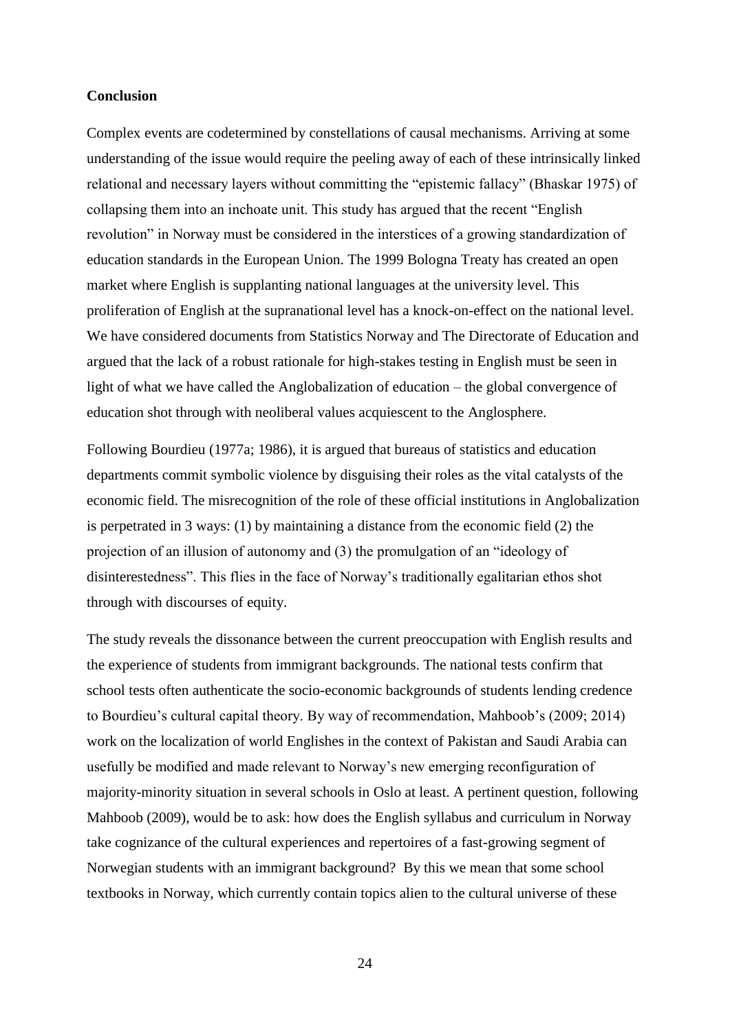**Conclusion**

Complex events are codetermined by constellations of causal mechanisms. Arriving at some understanding of the issue would require the peeling away of each of these intrinsically linked relational and necessary layers without committing the "epistemic fallacy" (Bhaskar 1975) of collapsing them into an inchoate unit. This study has argued that the recent "English revolution" in Norway must be considered in the interstices of a growing standardization of education standards in the European Union. The 1999 Bologna Treaty has created an open market where English is supplanting national languages at the university level. This proliferation of English at the supranational level has a knock-on-effect on the national level. We have considered documents from Statistics Norway and The Directorate of Education and argued that the lack of a robust rationale for high-stakes testing in English must be seen in light of what we have called the Anglobalization of education – the global convergence of education shot through with neoliberal values acquiescent to the Anglosphere.

Following Bourdieu (1977a; 1986), it is argued that bureaus of statistics and education departments commit symbolic violence by disguising their roles as the vital catalysts of the economic field. The misrecognition of the role of these official institutions in Anglobalization is perpetrated in 3 ways: (1) by maintaining a distance from the economic field (2) the projection of an illusion of autonomy and (3) the promulgation of an "ideology of disinterestedness". This flies in the face of Norway's traditionally egalitarian ethos shot through with discourses of equity.

The study reveals the dissonance between the current preoccupation with English results and the experience of students from immigrant backgrounds. The national tests confirm that school tests often authenticate the socio-economic backgrounds of students lending credence to Bourdieu's cultural capital theory. By way of recommendation, Mahboob's (2009; 2014) work on the localization of world Englishes in the context of Pakistan and Saudi Arabia can usefully be modified and made relevant to Norway's new emerging reconfiguration of majority-minority situation in several schools in Oslo at least. A pertinent question, following Mahboob (2009), would be to ask: how does the English syllabus and curriculum in Norway take cognizance of the cultural experiences and repertoires of a fast-growing segment of Norwegian students with an immigrant background? By this we mean that some school textbooks in Norway, which currently contain topics alien to the cultural universe of these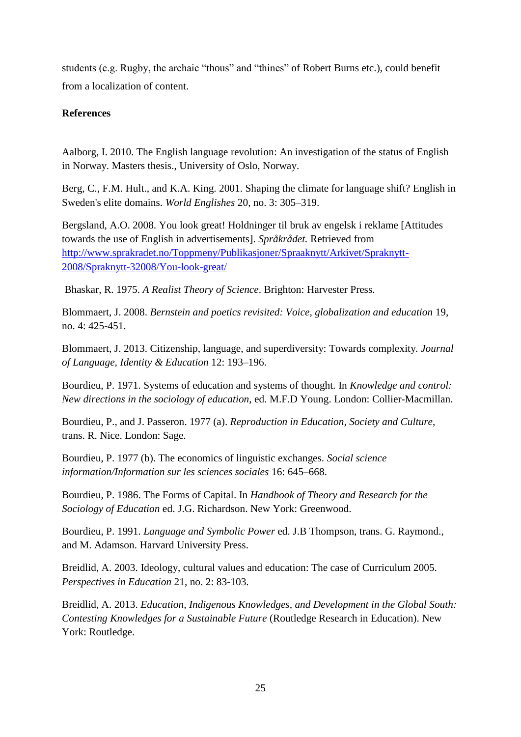students (e.g. Rugby, the archaic "thous" and "thines" of Robert Burns etc.), could benefit from a localization of content.

**References**

Aalborg, I. 2010. The English language revolution: An investigation of the status of English in Norway. Masters thesis., University of Oslo, Norway.

Berg, C., F.M. Hult., and K.A. King. 2001. Shaping the climate for language shift? English in Sweden's elite domains. *World Englishes* 20, no. 3: 305–319.

Bergsland, A.O. 2008. You look great! Holdninger til bruk av engelsk i reklame [Attitudes towards the use of English in advertisements]. *Språkrådet.* Retrieved from http://www.sprakradet.no/Toppmeny/Publikasjoner/Spraaknytt/Arkivet/Spraknytt-2008/Spraknytt-32008/You-look-great/

Bhaskar, R. 1975. *A Realist Theory of Science*. Brighton: Harvester Press.

Blommaert, J. 2008. *Bernstein and poetics revisited: Voice, globalization and education* 19, no. 4: 425-451.

Blommaert, J. 2013. Citizenship, language, and superdiversity: Towards complexity. *Journal of Language, Identity & Education* 12: 193–196.

Bourdieu, P. 1971. Systems of education and systems of thought. In *Knowledge and control: New directions in the sociology of education*, ed. M.F.D Young. London: Collier-Macmillan.

Bourdieu, P., and J. Passeron. 1977 (a). *Reproduction in Education, Society and Culture*, trans. R. Nice. London: Sage.

Bourdieu, P. 1977 (b). The economics of linguistic exchanges. *Social science information/Information sur les sciences sociales* 16: 645–668.

Bourdieu, P. 1986. The Forms of Capital. In *Handbook of Theory and Research for the Sociology of Education* ed. J.G. Richardson. New York: Greenwood.

Bourdieu, P. 1991. *Language and Symbolic Power* ed. J.B Thompson, trans. G. Raymond., and M. Adamson. Harvard University Press.

Breidlid, A. 2003. Ideology, cultural values and education: The case of Curriculum 2005. *Perspectives in Education* 21, no. 2: 83-103.

Breidlid, A. 2013. *Education, Indigenous Knowledges, and Development in the Global South: Contesting Knowledges for a Sustainable Future* (Routledge Research in Education). New York: Routledge.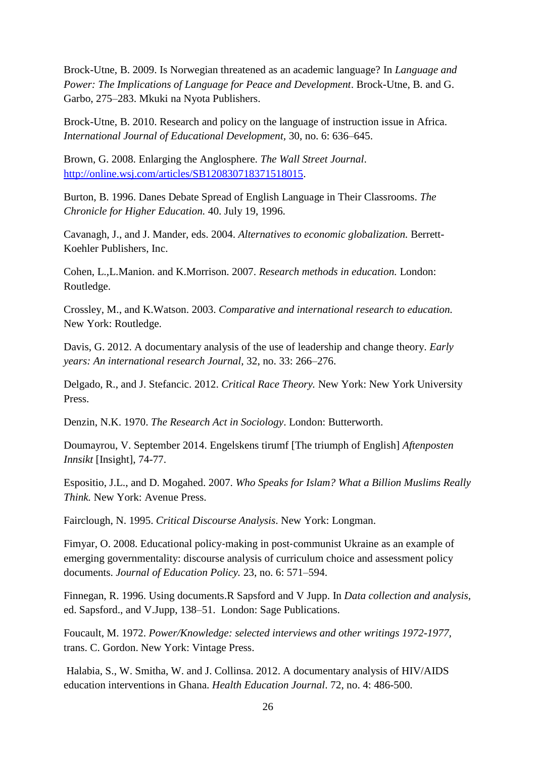Brock-Utne, B. 2009. Is Norwegian threatened as an academic language? In *Language and Power: The Implications of Language for Peace and Development*. Brock-Utne, B. and G. Garbo, 275–283. Mkuki na Nyota Publishers.

Brock-Utne, B. 2010. Research and policy on the language of instruction issue in Africa. *International Journal of Educational Development*, 30, no. 6: 636–645.

Brown, G. 2008. Enlarging the Anglosphere. *The Wall Street Journal*. http://online.wsj.com/articles/SB120830718371518015.

Burton, B. 1996. Danes Debate Spread of English Language in Their Classrooms. *The Chronicle for Higher Education.* 40. July 19, 1996.

Cavanagh, J., and J. Mander, eds. 2004. *Alternatives to economic globalization.* Berrett-Koehler Publishers, Inc.

Cohen, L.,L.Manion. and K.Morrison. 2007. *Research methods in education.* London: Routledge.

Crossley, M., and K.Watson. 2003. *Comparative and international research to education.* New York: Routledge.

Davis, G. 2012. A documentary analysis of the use of leadership and change theory. *Early years: An international research Journal*, 32, no. 33: 266–276.

Delgado, R., and J. Stefancic. 2012. *Critical Race Theory.* New York: New York University Press.

Denzin, N.K. 1970. *The Research Act in Sociology*. London: Butterworth.

Doumayrou, V. September 2014. Engelskens tirumf [The triumph of English] *Aftenposten Innsikt* [Insight], 74-77.

Espositio, J.L., and D. Mogahed. 2007. *Who Speaks for Islam? What a Billion Muslims Really Think.* New York: Avenue Press.

Fairclough, N. 1995. *Critical Discourse Analysis*. New York: Longman.

Fimyar, O. 2008. Educational policy-making in post-communist Ukraine as an example of emerging governmentality: discourse analysis of curriculum choice and assessment policy documents. *Journal of Education Policy.* 23, no. 6: 571–594.

Finnegan, R. 1996. Using documents.R Sapsford and V Jupp. In *Data collection and analysis*, ed. Sapsford., and V.Jupp, 138–51. London: Sage Publications.

Foucault, M. 1972. *Power/Knowledge: selected interviews and other writings 1972-1977*, trans. C. Gordon. New York: Vintage Press.

Halabia, S., W. Smitha, W. and J. Collinsa. 2012. A documentary analysis of HIV/AIDS education interventions in Ghana. *Health Education Journal*. 72, no. 4: 486-500.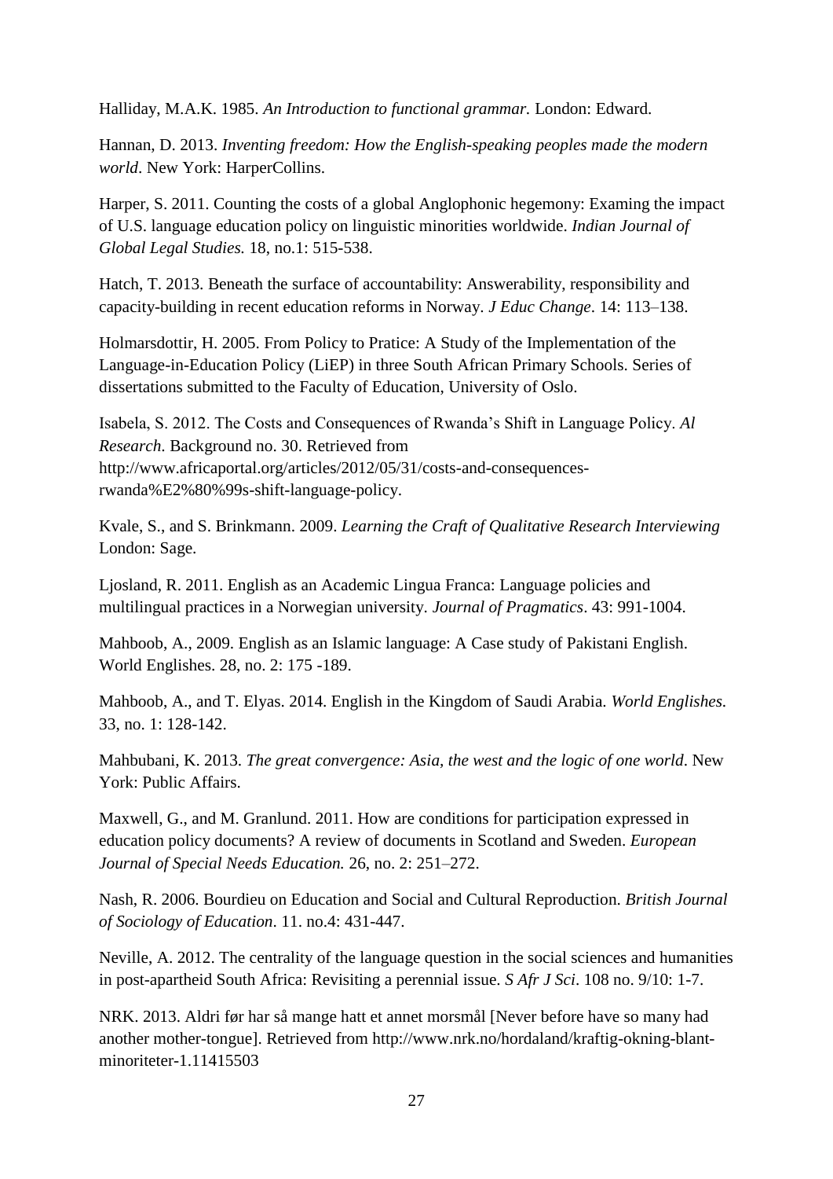Halliday, M.A.K. 1985. *An Introduction to functional grammar.* London: Edward.

Hannan, D. 2013. *Inventing freedom: How the English-speaking peoples made the modern world*. New York: HarperCollins.

Harper, S. 2011. Counting the costs of a global Anglophonic hegemony: Examing the impact of U.S. language education policy on linguistic minorities worldwide. *Indian Journal of Global Legal Studies.* 18, no.1: 515-538.

Hatch, T. 2013. Beneath the surface of accountability: Answerability, responsibility and capacity-building in recent education reforms in Norway. *J Educ Change*. 14: 113–138.

Holmarsdottir, H. 2005. From Policy to Pratice: A Study of the Implementation of the Language-in-Education Policy (LiEP) in three South African Primary Schools. Series of dissertations submitted to the Faculty of Education, University of Oslo.

Isabela, S. 2012. The Costs and Consequences of Rwanda's Shift in Language Policy. *Al Research*. Background no. 30. Retrieved from http://www.africaportal.org/articles/2012/05/31/costs-and-consequences-rwanda%E2%80%99s-shift-language-policy.

Kvale, S., and S. Brinkmann. 2009. *Learning the Craft of Qualitative Research Interviewing* London: Sage.

Ljosland, R. 2011. English as an Academic Lingua Franca: Language policies and multilingual practices in a Norwegian university. *Journal of Pragmatics*. 43: 991-1004.

Mahboob, A., 2009. English as an Islamic language: A Case study of Pakistani English. World Englishes. 28, no. 2: 175 -189.

Mahboob, A., and T. Elyas. 2014. English in the Kingdom of Saudi Arabia. *World Englishes.* 33, no. 1: 128-142.

Mahbubani, K. 2013. *The great convergence: Asia, the west and the logic of one world*. New York: Public Affairs.

Maxwell, G., and M. Granlund. 2011. How are conditions for participation expressed in education policy documents? A review of documents in Scotland and Sweden. *European Journal of Special Needs Education.* 26, no. 2: 251–272.

Nash, R. 2006. Bourdieu on Education and Social and Cultural Reproduction. *British Journal of Sociology of Education*. 11. no.4: 431-447.

Neville, A. 2012. The centrality of the language question in the social sciences and humanities in post-apartheid South Africa: Revisiting a perennial issue. *S Afr J Sci*. 108 no. 9/10: 1-7.

NRK. 2013. Aldri før har så mange hatt et annet morsmål [Never before have so many had another mother-tongue]. Retrieved from http://www.nrk.no/hordaland/kraftig-okning-blant-minoriteter-1.11415503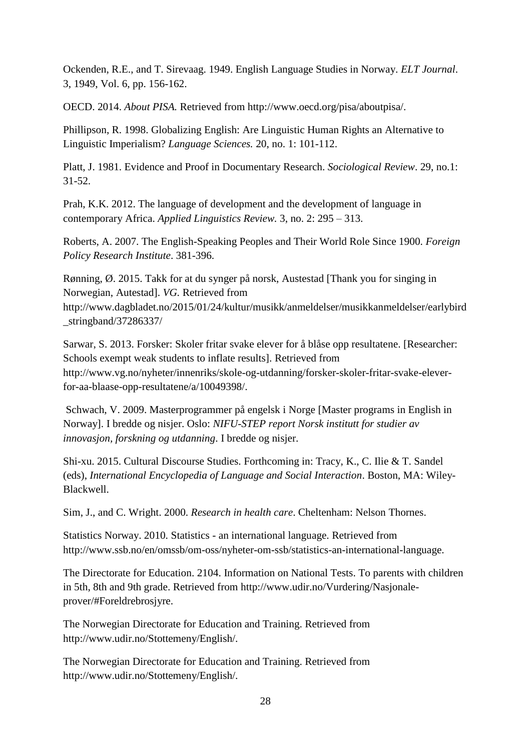Ockenden, R.E., and T. Sirevaag. 1949. English Language Studies in Norway. *ELT Journal*. 3, 1949, Vol. 6, pp. 156-162.

OECD. 2014. *About PISA.* Retrieved from http://www.oecd.org/pisa/aboutpisa/.

Phillipson, R. 1998. Globalizing English: Are Linguistic Human Rights an Alternative to Linguistic Imperialism? *Language Sciences.* 20, no. 1: 101-112.

Platt, J. 1981. Evidence and Proof in Documentary Research. *Sociological Review*. 29, no.1: 31-52.

Prah, K.K. 2012. The language of development and the development of language in contemporary Africa. *Applied Linguistics Review.* 3, no. 2: 295 – 313.

Roberts, A. 2007. The English-Speaking Peoples and Their World Role Since 1900. *Foreign Policy Research Institute*. 381-396.

Rønning, Ø. 2015. Takk for at du synger på norsk, Austestad [Thank you for singing in Norwegian, Autestad]. *VG.* Retrieved from http://www.dagbladet.no/2015/01/24/kultur/musikk/anmeldelser/musikkanmeldelser/earlybird_stringband/37286337/

Sarwar, S. 2013. Forsker: Skoler fritar svake elever for å blåse opp resultatene. [Researcher: Schools exempt weak students to inflate results]. Retrieved from http://www.vg.no/nyheter/innenriks/skole-og-utdanning/forsker-skoler-fritar-svake-elever-for-aa-blaase-opp-resultatene/a/10049398/.

Schwach, V. 2009. Masterprogrammer på engelsk i Norge [Master programs in English in Norway]. I bredde og nisjer. Oslo: *NIFU-STEP report Norsk institutt for studier av innovasjon, forskning og utdanning*. I bredde og nisjer.

Shi-xu. 2015. Cultural Discourse Studies. Forthcoming in: Tracy, K., C. Ilie & T. Sandel (eds), *International Encyclopedia of Language and Social Interaction*. Boston, MA: Wiley-Blackwell.

Sim, J., and C. Wright. 2000. *Research in health care*. Cheltenham: Nelson Thornes.

Statistics Norway. 2010. Statistics - an international language. Retrieved from http://www.ssb.no/en/omssb/om-oss/nyheter-om-ssb/statistics-an-international-language.

The Directorate for Education. 2104. Information on National Tests. To parents with children in 5th, 8th and 9th grade. Retrieved from http://www.udir.no/Vurdering/Nasjonale-prover/#Foreldrebrosjyre.

The Norwegian Directorate for Education and Training. Retrieved from http://www.udir.no/Stottemeny/English/.

The Norwegian Directorate for Education and Training. Retrieved from http://www.udir.no/Stottemeny/English/.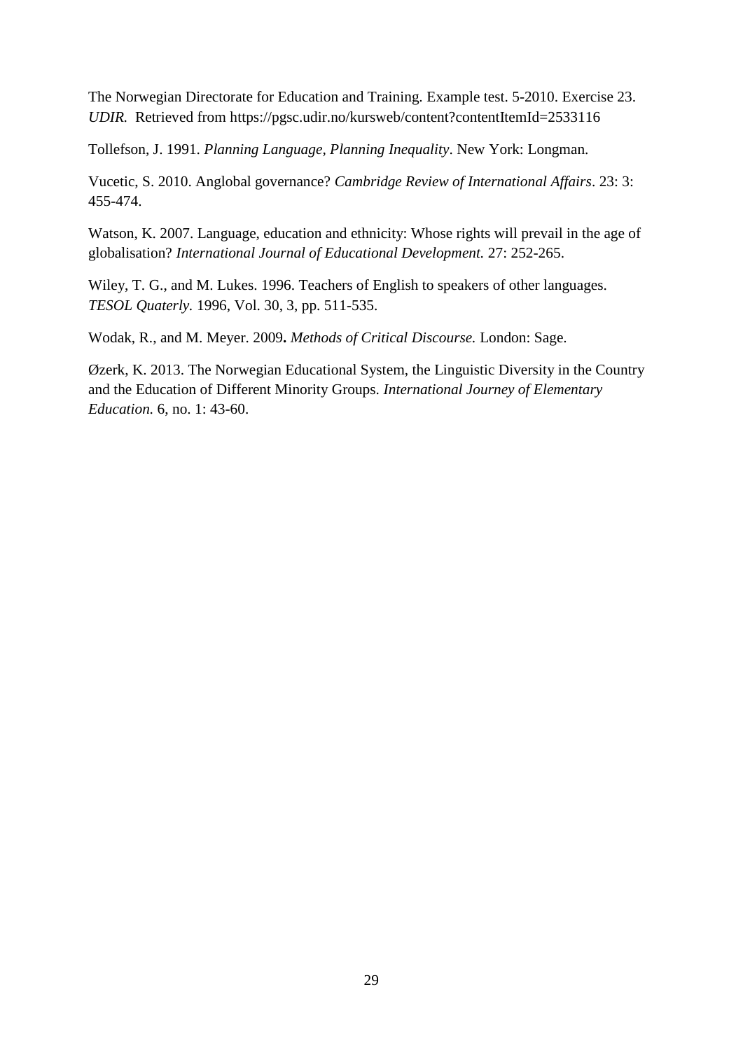The Norwegian Directorate for Education and Training. Example test. 5-2010. Exercise 23. *UDIR.* Retrieved from https://pgsc.udir.no/kursweb/content?contentItemId=2533116

Tollefson, J. 1991. *Planning Language, Planning Inequality*. New York: Longman.

Vucetic, S. 2010. Anglobal governance? *Cambridge Review of International Affairs*. 23: 3: 455-474.

Watson, K. 2007. Language, education and ethnicity: Whose rights will prevail in the age of globalisation? *International Journal of Educational Development.* 27: 252-265.

Wiley, T. G., and M. Lukes. 1996. Teachers of English to speakers of other languages. *TESOL Quaterly.* 1996, Vol. 30, 3, pp. 511-535.

Wodak, R., and M. Meyer. 2009**.** *Methods of Critical Discourse.* London: Sage.

Øzerk, K. 2013. The Norwegian Educational System, the Linguistic Diversity in the Country and the Education of Different Minority Groups. *International Journey of Elementary Education.* 6, no. 1: 43-60.